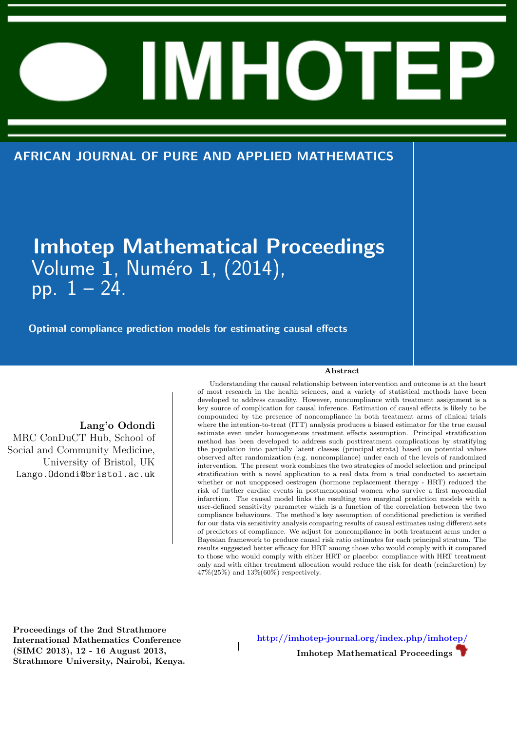# IMHOTEP

AFRICAN JOURNAL OF PURE AND APPLIED MATHEMATICS

**Imhotep Mathematical Proceedings**
Volume 1, Numéro 1, (2014),
pp. 1 – 24.

## Optimal compliance prediction models for estimating causal effects

**Lang'o Odondi**
MRC ConDuCT Hub, School of Social and Community Medicine, University of Bristol, UK
Lango.Odondi@bristol.ac.uk

### Abstract

Understanding the causal relationship between intervention and outcome is at the heart of most research in the health sciences, and a variety of statistical methods have been developed to address causality. However, noncompliance with treatment assignment is a key source of complication for causal inference. Estimation of causal effects is likely to be compounded by the presence of noncompliance in both treatment arms of clinical trials where the intention-to-treat (ITT) analysis produces a biased estimator for the true causal estimate even under homogeneous treatment effects assumption. Principal stratification method has been developed to address such posttreatment complications by stratifying the population into partially latent classes (principal strata) based on potential values observed after randomization (e.g. noncompliance) under each of the levels of randomized intervention. The present work combines the two strategies of model selection and principal stratification with a novel application to a real data from a trial conducted to ascertain whether or not unopposed oestrogen (hormone replacement therapy - HRT) reduced the risk of further cardiac events in postmenopausal women who survive a first myocardial infarction. The causal model links the resulting two marginal prediction models with a user-defined sensitivity parameter which is a function of the correlation between the two compliance behaviours. The method's key assumption of conditional prediction is verified for our data via sensitivity analysis comparing results of causal estimates using different sets of predictors of compliance. We adjust for noncompliance in both treatment arms under a Bayesian framework to produce causal risk ratio estimates for each principal stratum. The results suggested better efficacy for HRT among those who would comply with it compared to those who would comply with either HRT or placebo: compliance with HRT treatment only and with either treatment allocation would reduce the risk for death (reinfarction) by 47%(25%) and 13%(60%) respectively.

**Proceedings of the 2nd Strathmore International Mathematics Conference (SIMC 2013), 12 - 16 August 2013, Strathmore University, Nairobi, Kenya.**

http://imhotep-journal.org/index.php/imhotep/
**Imhotep Mathematical Proceedings**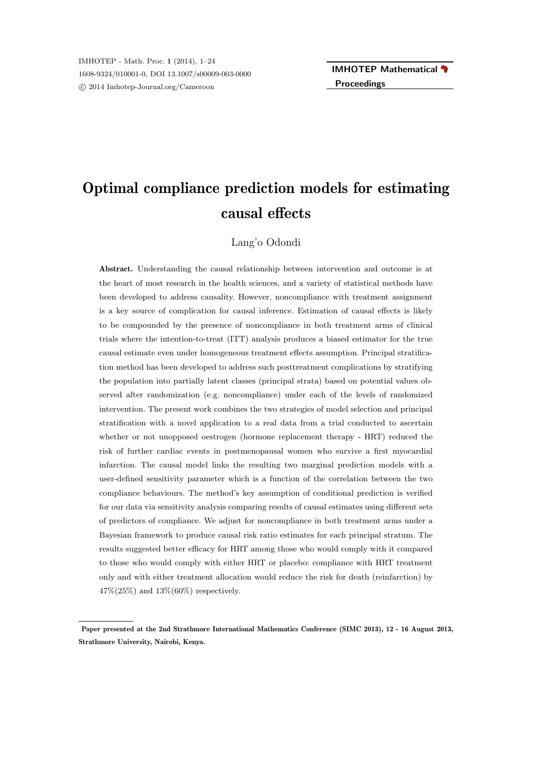# Optimal compliance prediction models for estimating causal effects

Lang'o Odondi

**Abstract.** Understanding the causal relationship between intervention and outcome is at the heart of most research in the health sciences, and a variety of statistical methods have been developed to address causality. However, noncompliance with treatment assignment is a key source of complication for causal inference. Estimation of causal effects is likely to be compounded by the presence of noncompliance in both treatment arms of clinical trials where the intention-to-treat (ITT) analysis produces a biased estimator for the true causal estimate even under homogeneous treatment effects assumption. Principal stratification method has been developed to address such posttreatment complications by stratifying the population into partially latent classes (principal strata) based on potential values observed after randomization (e.g. noncompliance) under each of the levels of randomized intervention. The present work combines the two strategies of model selection and principal stratification with a novel application to a real data from a trial conducted to ascertain whether or not unopposed oestrogen (hormone replacement therapy - HRT) reduced the risk of further cardiac events in postmenopausal women who survive a first myocardial infarction. The causal model links the resulting two marginal prediction models with a user-defined sensitivity parameter which is a function of the correlation between the two compliance behaviours. The method's key assumption of conditional prediction is verified for our data via sensitivity analysis comparing results of causal estimates using different sets of predictors of compliance. We adjust for noncompliance in both treatment arms under a Bayesian framework to produce causal risk ratio estimates for each principal stratum. The results suggested better efficacy for HRT among those who would comply with it compared to those who would comply with either HRT or placebo: compliance with HRT treatment only and with either treatment allocation would reduce the risk for death (reinfarction) by 47%(25%) and 13%(60%) respectively.

---

**Paper presented at the 2nd Strathmore International Mathematics Conference (SIMC 2013), 12 - 16 August 2013, Strathmore University, Nairobi, Kenya.**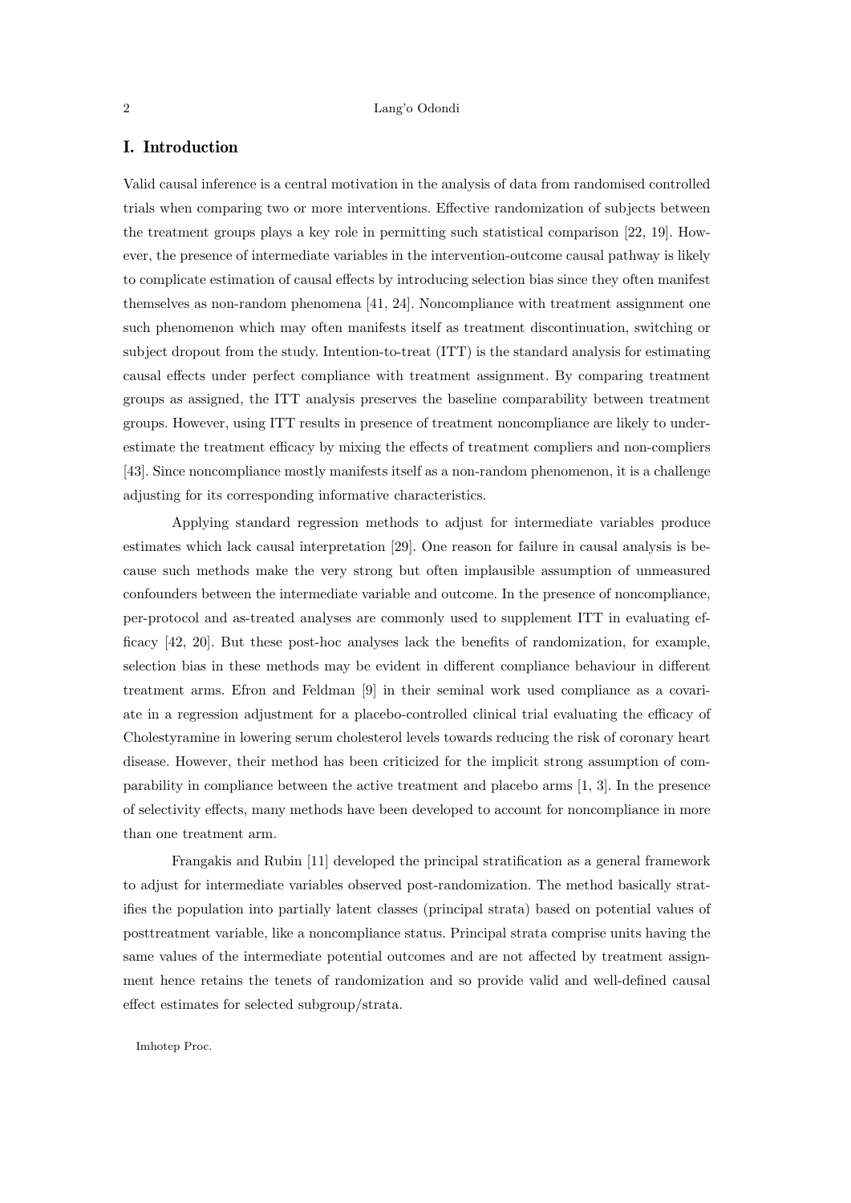## I. Introduction

Valid causal inference is a central motivation in the analysis of data from randomised controlled trials when comparing two or more interventions. Effective randomization of subjects between the treatment groups plays a key role in permitting such statistical comparison [22, 19]. However, the presence of intermediate variables in the intervention-outcome causal pathway is likely to complicate estimation of causal effects by introducing selection bias since they often manifest themselves as non-random phenomena [41, 24]. Noncompliance with treatment assignment one such phenomenon which may often manifests itself as treatment discontinuation, switching or subject dropout from the study. Intention-to-treat (ITT) is the standard analysis for estimating causal effects under perfect compliance with treatment assignment. By comparing treatment groups as assigned, the ITT analysis preserves the baseline comparability between treatment groups. However, using ITT results in presence of treatment noncompliance are likely to underestimate the treatment efficacy by mixing the effects of treatment compliers and non-compliers [43]. Since noncompliance mostly manifests itself as a non-random phenomenon, it is a challenge adjusting for its corresponding informative characteristics.

Applying standard regression methods to adjust for intermediate variables produce estimates which lack causal interpretation [29]. One reason for failure in causal analysis is because such methods make the very strong but often implausible assumption of unmeasured confounders between the intermediate variable and outcome. In the presence of noncompliance, per-protocol and as-treated analyses are commonly used to supplement ITT in evaluating efficacy [42, 20]. But these post-hoc analyses lack the benefits of randomization, for example, selection bias in these methods may be evident in different compliance behaviour in different treatment arms. Efron and Feldman [9] in their seminal work used compliance as a covariate in a regression adjustment for a placebo-controlled clinical trial evaluating the efficacy of Cholestyramine in lowering serum cholesterol levels towards reducing the risk of coronary heart disease. However, their method has been criticized for the implicit strong assumption of comparability in compliance between the active treatment and placebo arms [1, 3]. In the presence of selectivity effects, many methods have been developed to account for noncompliance in more than one treatment arm.

Frangakis and Rubin [11] developed the principal stratification as a general framework to adjust for intermediate variables observed post-randomization. The method basically stratifies the population into partially latent classes (principal strata) based on potential values of posttreatment variable, like a noncompliance status. Principal strata comprise units having the same values of the intermediate potential outcomes and are not affected by treatment assignment hence retains the tenets of randomization and so provide valid and well-defined causal effect estimates for selected subgroup/strata.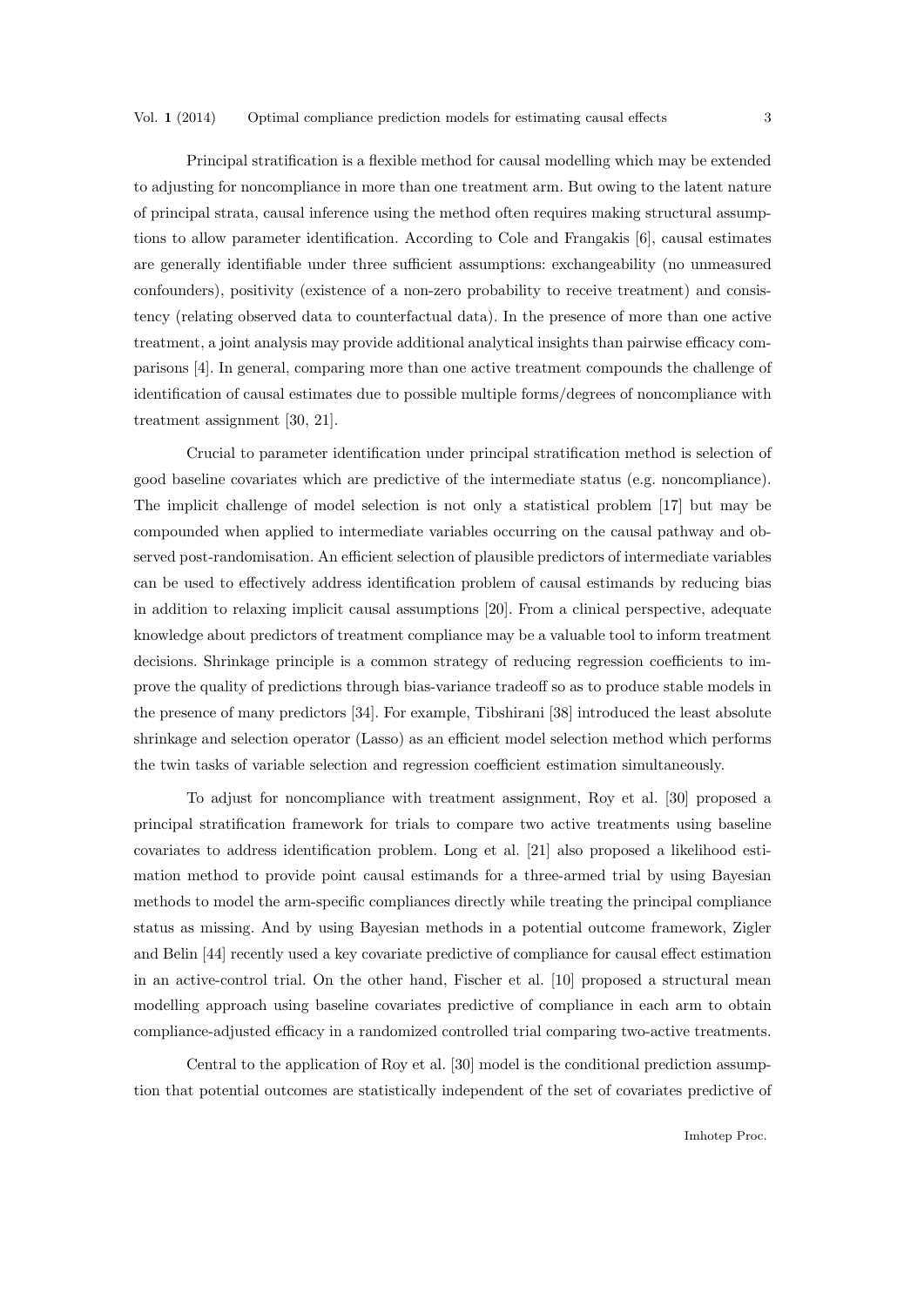Principal stratification is a flexible method for causal modelling which may be extended to adjusting for noncompliance in more than one treatment arm. But owing to the latent nature of principal strata, causal inference using the method often requires making structural assumptions to allow parameter identification. According to Cole and Frangakis [6], causal estimates are generally identifiable under three sufficient assumptions: exchangeability (no unmeasured confounders), positivity (existence of a non-zero probability to receive treatment) and consistency (relating observed data to counterfactual data). In the presence of more than one active treatment, a joint analysis may provide additional analytical insights than pairwise efficacy comparisons [4]. In general, comparing more than one active treatment compounds the challenge of identification of causal estimates due to possible multiple forms/degrees of noncompliance with treatment assignment [30, 21].

Crucial to parameter identification under principal stratification method is selection of good baseline covariates which are predictive of the intermediate status (e.g. noncompliance). The implicit challenge of model selection is not only a statistical problem [17] but may be compounded when applied to intermediate variables occurring on the causal pathway and observed post-randomisation. An efficient selection of plausible predictors of intermediate variables can be used to effectively address identification problem of causal estimands by reducing bias in addition to relaxing implicit causal assumptions [20]. From a clinical perspective, adequate knowledge about predictors of treatment compliance may be a valuable tool to inform treatment decisions. Shrinkage principle is a common strategy of reducing regression coefficients to improve the quality of predictions through bias-variance tradeoff so as to produce stable models in the presence of many predictors [34]. For example, Tibshirani [38] introduced the least absolute shrinkage and selection operator (Lasso) as an efficient model selection method which performs the twin tasks of variable selection and regression coefficient estimation simultaneously.

To adjust for noncompliance with treatment assignment, Roy et al. [30] proposed a principal stratification framework for trials to compare two active treatments using baseline covariates to address identification problem. Long et al. [21] also proposed a likelihood estimation method to provide point causal estimands for a three-armed trial by using Bayesian methods to model the arm-specific compliances directly while treating the principal compliance status as missing. And by using Bayesian methods in a potential outcome framework, Zigler and Belin [44] recently used a key covariate predictive of compliance for causal effect estimation in an active-control trial. On the other hand, Fischer et al. [10] proposed a structural mean modelling approach using baseline covariates predictive of compliance in each arm to obtain compliance-adjusted efficacy in a randomized controlled trial comparing two-active treatments.

Central to the application of Roy et al. [30] model is the conditional prediction assumption that potential outcomes are statistically independent of the set of covariates predictive of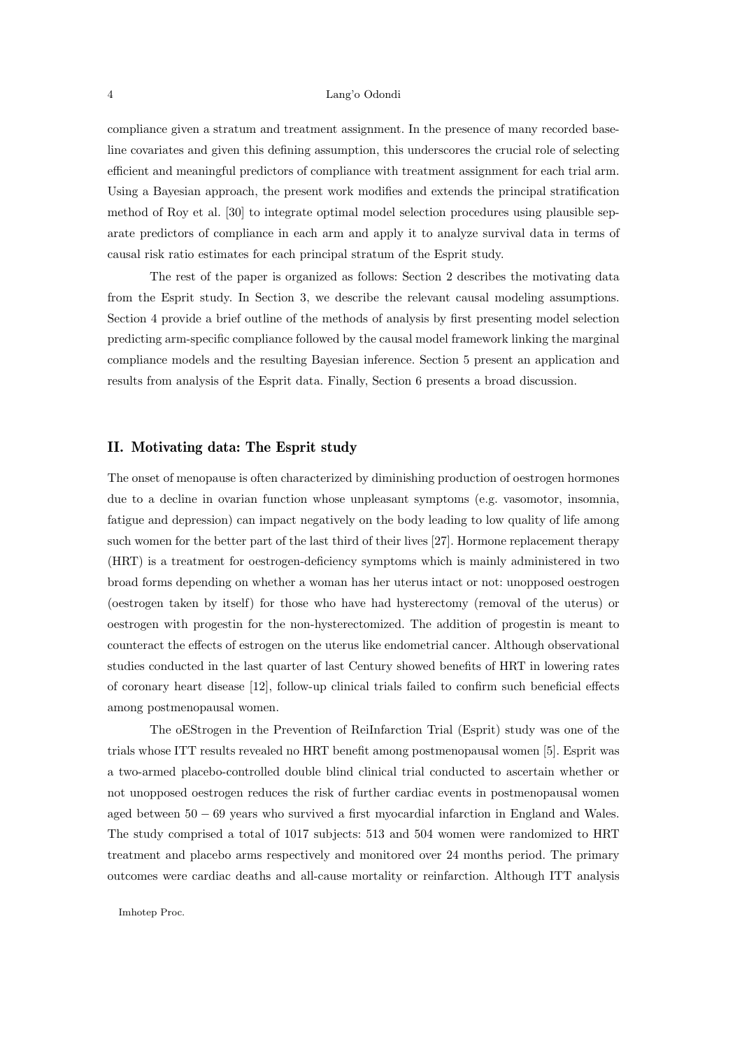compliance given a stratum and treatment assignment. In the presence of many recorded baseline covariates and given this defining assumption, this underscores the crucial role of selecting efficient and meaningful predictors of compliance with treatment assignment for each trial arm. Using a Bayesian approach, the present work modifies and extends the principal stratification method of Roy et al. [30] to integrate optimal model selection procedures using plausible separate predictors of compliance in each arm and apply it to analyze survival data in terms of causal risk ratio estimates for each principal stratum of the Esprit study.

The rest of the paper is organized as follows: Section 2 describes the motivating data from the Esprit study. In Section 3, we describe the relevant causal modeling assumptions. Section 4 provide a brief outline of the methods of analysis by first presenting model selection predicting arm-specific compliance followed by the causal model framework linking the marginal compliance models and the resulting Bayesian inference. Section 5 present an application and results from analysis of the Esprit data. Finally, Section 6 presents a broad discussion.

## II. Motivating data: The Esprit study

The onset of menopause is often characterized by diminishing production of oestrogen hormones due to a decline in ovarian function whose unpleasant symptoms (e.g. vasomotor, insomnia, fatigue and depression) can impact negatively on the body leading to low quality of life among such women for the better part of the last third of their lives [27]. Hormone replacement therapy (HRT) is a treatment for oestrogen-deficiency symptoms which is mainly administered in two broad forms depending on whether a woman has her uterus intact or not: unopposed oestrogen (oestrogen taken by itself) for those who have had hysterectomy (removal of the uterus) or oestrogen with progestin for the non-hysterectomized. The addition of progestin is meant to counteract the effects of estrogen on the uterus like endometrial cancer. Although observational studies conducted in the last quarter of last Century showed benefits of HRT in lowering rates of coronary heart disease [12], follow-up clinical trials failed to confirm such beneficial effects among postmenopausal women.

The oEStrogen in the Prevention of ReiInfarction Trial (Esprit) study was one of the trials whose ITT results revealed no HRT benefit among postmenopausal women [5]. Esprit was a two-armed placebo-controlled double blind clinical trial conducted to ascertain whether or not unopposed oestrogen reduces the risk of further cardiac events in postmenopausal women aged between $50-69$ years who survived a first myocardial infarction in England and Wales. The study comprised a total of 1017 subjects: 513 and 504 women were randomized to HRT treatment and placebo arms respectively and monitored over 24 months period. The primary outcomes were cardiac deaths and all-cause mortality or reinfarction. Although ITT analysis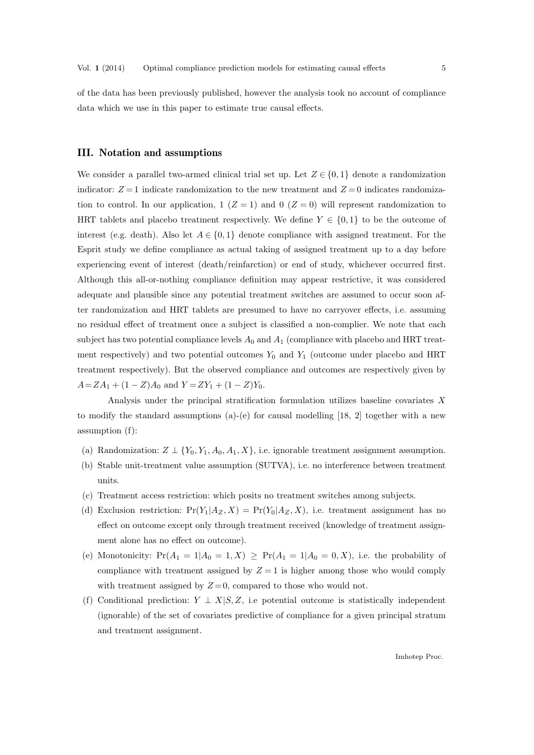of the data has been previously published, however the analysis took no account of compliance data which we use in this paper to estimate true causal effects.

## III. Notation and assumptions

We consider a parallel two-armed clinical trial set up. Let $Z \in \{0, 1\}$ denote a randomization indicator: $Z=1$ indicate randomization to the new treatment and $Z=0$ indicates randomization to control. In our application, 1 ($Z = 1$) and 0 ($Z = 0$) will represent randomization to HRT tablets and placebo treatment respectively. We define $Y \in \{0, 1\}$ to be the outcome of interest (e.g. death). Also let $A \in \{0, 1\}$ denote compliance with assigned treatment. For the Esprit study we define compliance as actual taking of assigned treatment up to a day before experiencing event of interest (death/reinfarction) or end of study, whichever occurred first. Although this all-or-nothing compliance definition may appear restrictive, it was considered adequate and plausible since any potential treatment switches are assumed to occur soon after randomization and HRT tablets are presumed to have no carryover effects, i.e. assuming no residual effect of treatment once a subject is classified a non-complier. We note that each subject has two potential compliance levels $A_0$ and $A_1$ (compliance with placebo and HRT treatment respectively) and two potential outcomes $Y_0$ and $Y_1$ (outcome under placebo and HRT treatment respectively). But the observed compliance and outcomes are respectively given by $A=ZA_1 + (1 - Z)A_0$ and $Y=ZY_1 + (1 - Z)Y_0$.

Analysis under the principal stratification formulation utilizes baseline covariates $X$ to modify the standard assumptions (a)-(e) for causal modelling [18, 2] together with a new assumption (f):

- (a) Randomization: $Z \perp \{Y_0, Y_1, A_0, A_1, X\}$, i.e. ignorable treatment assignment assumption.
- (b) Stable unit-treatment value assumption (SUTVA), i.e. no interference between treatment units.
- (c) Treatment access restriction: which posits no treatment switches among subjects.
- (d) Exclusion restriction: $\Pr(Y_1|A_Z, X) = \Pr(Y_0|A_Z, X)$, i.e. treatment assignment has no effect on outcome except only through treatment received (knowledge of treatment assignment alone has no effect on outcome).
- (e) Monotonicity: $\Pr(A_1 = 1|A_0 = 1, X) \geq \Pr(A_1 = 1|A_0 = 0, X)$, i.e. the probability of compliance with treatment assigned by $Z=1$ is higher among those who would comply with treatment assigned by $Z=0$, compared to those who would not.
- (f) Conditional prediction: $Y \perp X|S, Z$, i.e potential outcome is statistically independent (ignorable) of the set of covariates predictive of compliance for a given principal stratum and treatment assignment.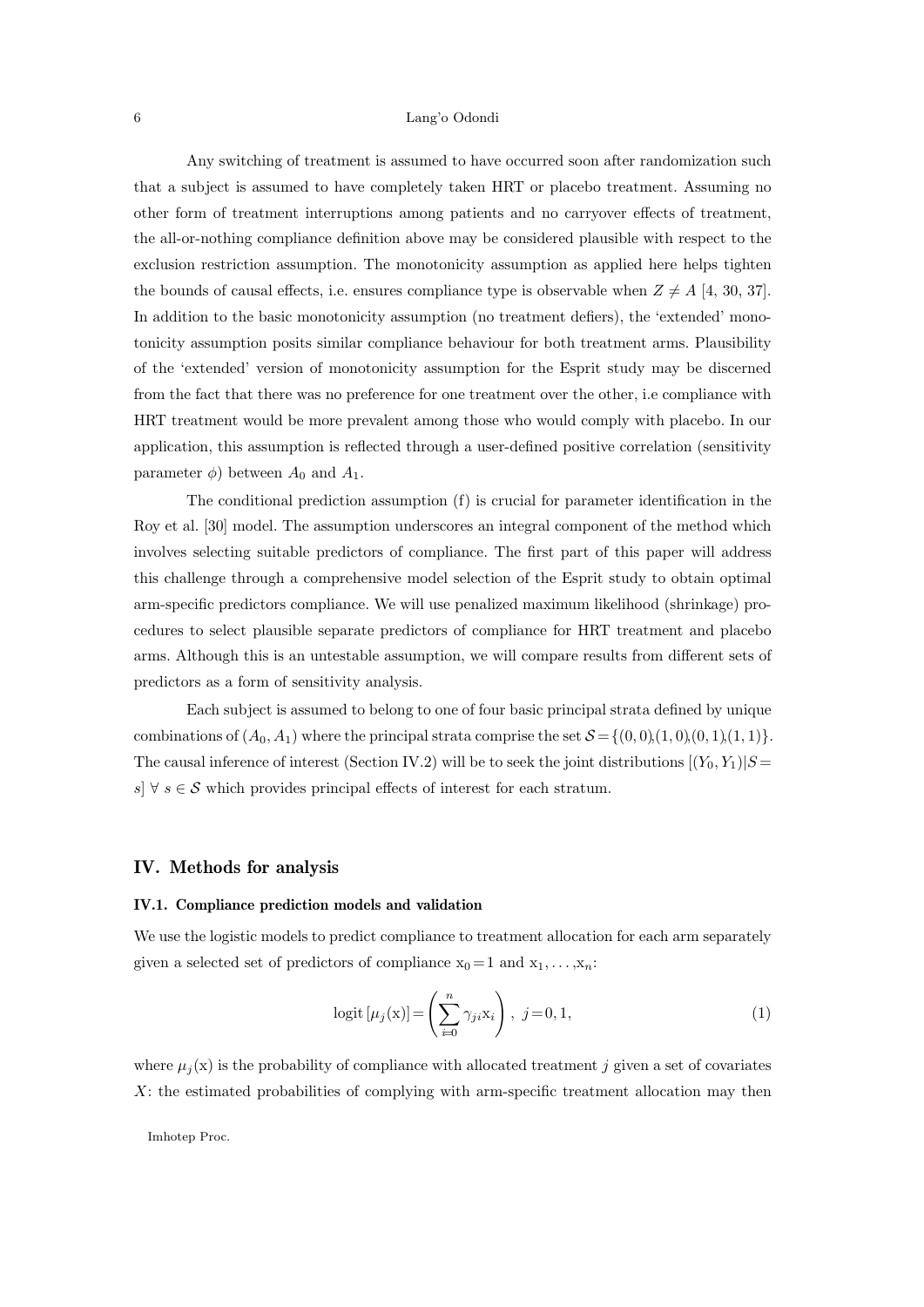Any switching of treatment is assumed to have occurred soon after randomization such that a subject is assumed to have completely taken HRT or placebo treatment. Assuming no other form of treatment interruptions among patients and no carryover effects of treatment, the all-or-nothing compliance definition above may be considered plausible with respect to the exclusion restriction assumption. The monotonicity assumption as applied here helps tighten the bounds of causal effects, i.e. ensures compliance type is observable when $Z \neq A$ [4, 30, 37]. In addition to the basic monotonicity assumption (no treatment defiers), the 'extended' monotonicity assumption posits similar compliance behaviour for both treatment arms. Plausibility of the 'extended' version of monotonicity assumption for the Esprit study may be discerned from the fact that there was no preference for one treatment over the other, i.e compliance with HRT treatment would be more prevalent among those who would comply with placebo. In our application, this assumption is reflected through a user-defined positive correlation (sensitivity parameter $\phi$) between $A_0$ and $A_1$.

The conditional prediction assumption (f) is crucial for parameter identification in the Roy et al. [30] model. The assumption underscores an integral component of the method which involves selecting suitable predictors of compliance. The first part of this paper will address this challenge through a comprehensive model selection of the Esprit study to obtain optimal arm-specific predictors compliance. We will use penalized maximum likelihood (shrinkage) procedures to select plausible separate predictors of compliance for HRT treatment and placebo arms. Although this is an untestable assumption, we will compare results from different sets of predictors as a form of sensitivity analysis.

Each subject is assumed to belong to one of four basic principal strata defined by unique combinations of $(A_0, A_1)$ where the principal strata comprise the set $\mathcal{S} = \{(0,0),(1,0),(0,1),(1,1)\}$. The causal inference of interest (Section IV.2) will be to seek the joint distributions $[(Y_0, Y_1)|S = s] \; \forall \; s \in \mathcal{S}$ which provides principal effects of interest for each stratum.

## IV. Methods for analysis

### IV.1. Compliance prediction models and validation

We use the logistic models to predict compliance to treatment allocation for each arm separately given a selected set of predictors of compliance $\mathrm{x}_0 = 1$ and $\mathrm{x}_1, \ldots, \mathrm{x}_n$:

$$\operatorname{logit}\left[\mu_j(\mathrm{x})\right] = \left(\sum_{i=0}^{n} \gamma_{ji} \mathrm{x}_i\right), \; j = 0, 1, \tag{1}$$

where $\mu_j(\mathrm{x})$ is the probability of compliance with allocated treatment $j$ given a set of covariates $X$: the estimated probabilities of complying with arm-specific treatment allocation may then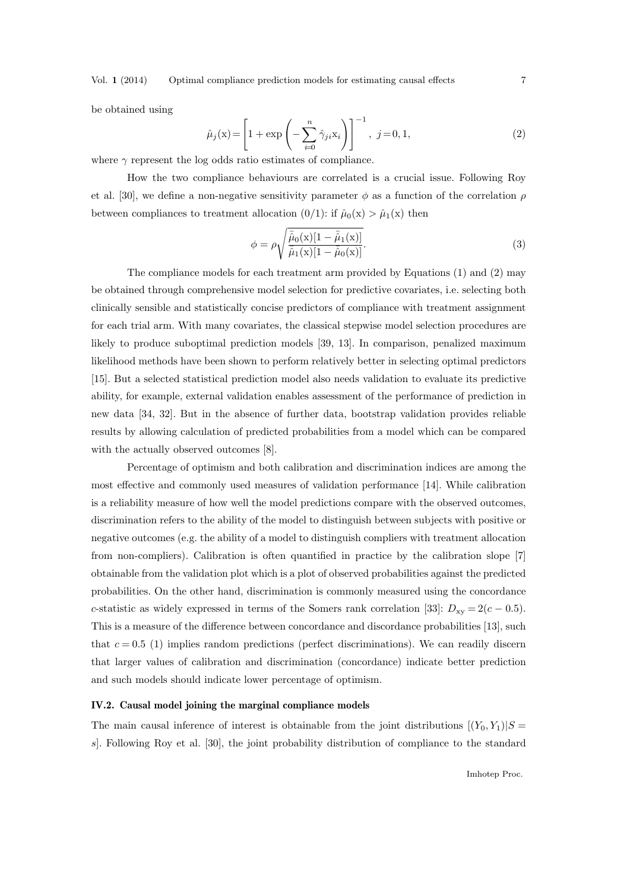be obtained using

$$\hat{\mu}_j(\mathrm{x}) = \left[1 + \exp\left(-\sum_{i=0}^{n} \hat{\gamma}_{ji}\mathrm{x}_i\right)\right]^{-1}, \ j = 0, 1, \tag{2}$$

where $\gamma$ represent the log odds ratio estimates of compliance.

How the two compliance behaviours are correlated is a crucial issue. Following Roy et al. [30], we define a non-negative sensitivity parameter $\phi$ as a function of the correlation $\rho$ between compliances to treatment allocation (0/1): if $\hat{\mu}_0(\mathrm{x}) > \hat{\mu}_1(\mathrm{x})$ then

$$\phi = \rho\sqrt{\frac{\bar{\hat{\mu}}_0(\mathrm{x})[1 - \bar{\hat{\mu}}_1(\mathrm{x})]}{\bar{\hat{\mu}}_1(\mathrm{x})[1 - \bar{\hat{\mu}}_0(\mathrm{x})]}}. \tag{3}$$

The compliance models for each treatment arm provided by Equations (1) and (2) may be obtained through comprehensive model selection for predictive covariates, i.e. selecting both clinically sensible and statistically concise predictors of compliance with treatment assignment for each trial arm. With many covariates, the classical stepwise model selection procedures are likely to produce suboptimal prediction models [39, 13]. In comparison, penalized maximum likelihood methods have been shown to perform relatively better in selecting optimal predictors [15]. But a selected statistical prediction model also needs validation to evaluate its predictive ability, for example, external validation enables assessment of the performance of prediction in new data [34, 32]. But in the absence of further data, bootstrap validation provides reliable results by allowing calculation of predicted probabilities from a model which can be compared with the actually observed outcomes [8].

Percentage of optimism and both calibration and discrimination indices are among the most effective and commonly used measures of validation performance [14]. While calibration is a reliability measure of how well the model predictions compare with the observed outcomes, discrimination refers to the ability of the model to distinguish between subjects with positive or negative outcomes (e.g. the ability of a model to distinguish compliers with treatment allocation from non-compliers). Calibration is often quantified in practice by the calibration slope [7] obtainable from the validation plot which is a plot of observed probabilities against the predicted probabilities. On the other hand, discrimination is commonly measured using the concordance $c$-statistic as widely expressed in terms of the Somers rank correlation [33]: $D_{\mathrm{xy}} = 2(c - 0.5)$. This is a measure of the difference between concordance and discordance probabilities [13], such that $c = 0.5$ (1) implies random predictions (perfect discriminations). We can readily discern that larger values of calibration and discrimination (concordance) indicate better prediction and such models should indicate lower percentage of optimism.

### IV.2. Causal model joining the marginal compliance models

The main causal inference of interest is obtainable from the joint distributions $[(Y_0, Y_1)|S = s]$. Following Roy et al. [30], the joint probability distribution of compliance to the standard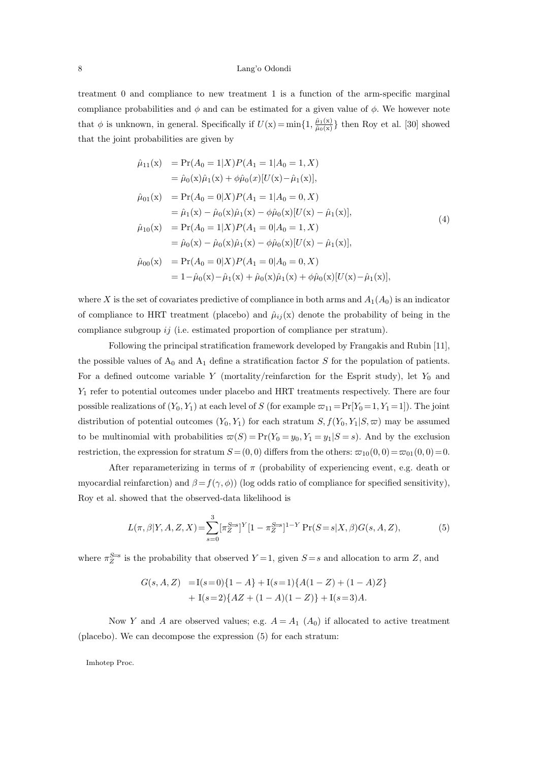treatment 0 and compliance to new treatment 1 is a function of the arm-specific marginal compliance probabilities and $\phi$ and can be estimated for a given value of $\phi$. We however note that $\phi$ is unknown, in general. Specifically if $U(\mathrm{x}) = \min\{1, \frac{\hat{\mu}_1(\mathrm{x})}{\hat{\mu}_0(\mathrm{x})}\}$ then Roy et al. [30] showed that the joint probabilities are given by

$$
\begin{aligned}
\hat{\mu}_{11}(\mathrm{x}) &= \Pr(A_0 = 1|X)P(A_1 = 1|A_0 = 1, X) \\
&= \hat{\mu}_0(\mathrm{x})\hat{\mu}_1(\mathrm{x}) + \phi\hat{\mu}_0(x)[U(\mathrm{x}) - \hat{\mu}_1(\mathrm{x})], \\
\hat{\mu}_{01}(\mathrm{x}) &= \Pr(A_0 = 0|X)P(A_1 = 1|A_0 = 0, X) \\
&= \hat{\mu}_1(\mathrm{x}) - \hat{\mu}_0(\mathrm{x})\hat{\mu}_1(\mathrm{x}) - \phi\hat{\mu}_0(\mathrm{x})[U(\mathrm{x}) - \hat{\mu}_1(\mathrm{x})], \\
\hat{\mu}_{10}(\mathrm{x}) &= \Pr(A_0 = 1|X)P(A_1 = 0|A_0 = 1, X) \\
&= \hat{\mu}_0(\mathrm{x}) - \hat{\mu}_0(\mathrm{x})\hat{\mu}_1(\mathrm{x}) - \phi\hat{\mu}_0(\mathrm{x})[U(\mathrm{x}) - \hat{\mu}_1(\mathrm{x})], \\
\hat{\mu}_{00}(\mathrm{x}) &= \Pr(A_0 = 0|X)P(A_1 = 0|A_0 = 0, X) \\
&= 1 - \hat{\mu}_0(\mathrm{x}) - \hat{\mu}_1(\mathrm{x}) + \hat{\mu}_0(\mathrm{x})\hat{\mu}_1(\mathrm{x}) + \phi\hat{\mu}_0(\mathrm{x})[U(\mathrm{x}) - \hat{\mu}_1(\mathrm{x})],
\end{aligned}
\tag{4}
$$

where $X$ is the set of covariates predictive of compliance in both arms and $A_1(A_0)$ is an indicator of compliance to HRT treatment (placebo) and $\hat{\mu}_{ij}(\mathrm{x})$ denote the probability of being in the compliance subgroup $ij$ (i.e. estimated proportion of compliance per stratum).

Following the principal stratification framework developed by Frangakis and Rubin [11], the possible values of $\mathrm{A}_0$ and $\mathrm{A}_1$ define a stratification factor $S$ for the population of patients. For a defined outcome variable $Y$ (mortality/reinfarction for the Esprit study), let $Y_0$ and $Y_1$ refer to potential outcomes under placebo and HRT treatments respectively. There are four possible realizations of $(Y_0, Y_1)$ at each level of $S$ (for example $\varpi_{11} = \Pr[Y_0 = 1, Y_1 = 1]$). The joint distribution of potential outcomes $(Y_0, Y_1)$ for each stratum $S, f(Y_0, Y_1|S, \varpi)$ may be assumed to be multinomial with probabilities $\varpi(S) = \Pr(Y_0 = y_0, Y_1 = y_1|S = s)$. And by the exclusion restriction, the expression for stratum $S = (0, 0)$ differs from the others: $\varpi_{10}(0, 0) = \varpi_{01}(0, 0) = 0$.

After reparameterizing in terms of $\pi$ (probability of experiencing event, e.g. death or myocardial reinfarction) and $\beta = f(\gamma, \phi))$ (log odds ratio of compliance for specified sensitivity), Roy et al. showed that the observed-data likelihood is

$$
L(\pi, \beta|Y, A, Z, X) = \sum_{s=0}^{3} [\pi_Z^{S=s}]^Y [1 - \pi_Z^{S=s}]^{1-Y} \Pr(S = s|X, \beta) G(s, A, Z), \tag{5}
$$

where $\pi_Z^{S=s}$ is the probability that observed $Y = 1$, given $S = s$ and allocation to arm $Z$, and

$$
\begin{aligned}
G(s, A, Z) &= \mathrm{I}(s = 0)\{1 - A\} + \mathrm{I}(s = 1)\{A(1 - Z) + (1 - A)Z\} \\
&+ \mathrm{I}(s = 2)\{AZ + (1 - A)(1 - Z)\} + \mathrm{I}(s = 3)A.
\end{aligned}
$$

Now $Y$ and $A$ are observed values; e.g. $A = A_1$ $(A_0)$ if allocated to active treatment (placebo). We can decompose the expression (5) for each stratum: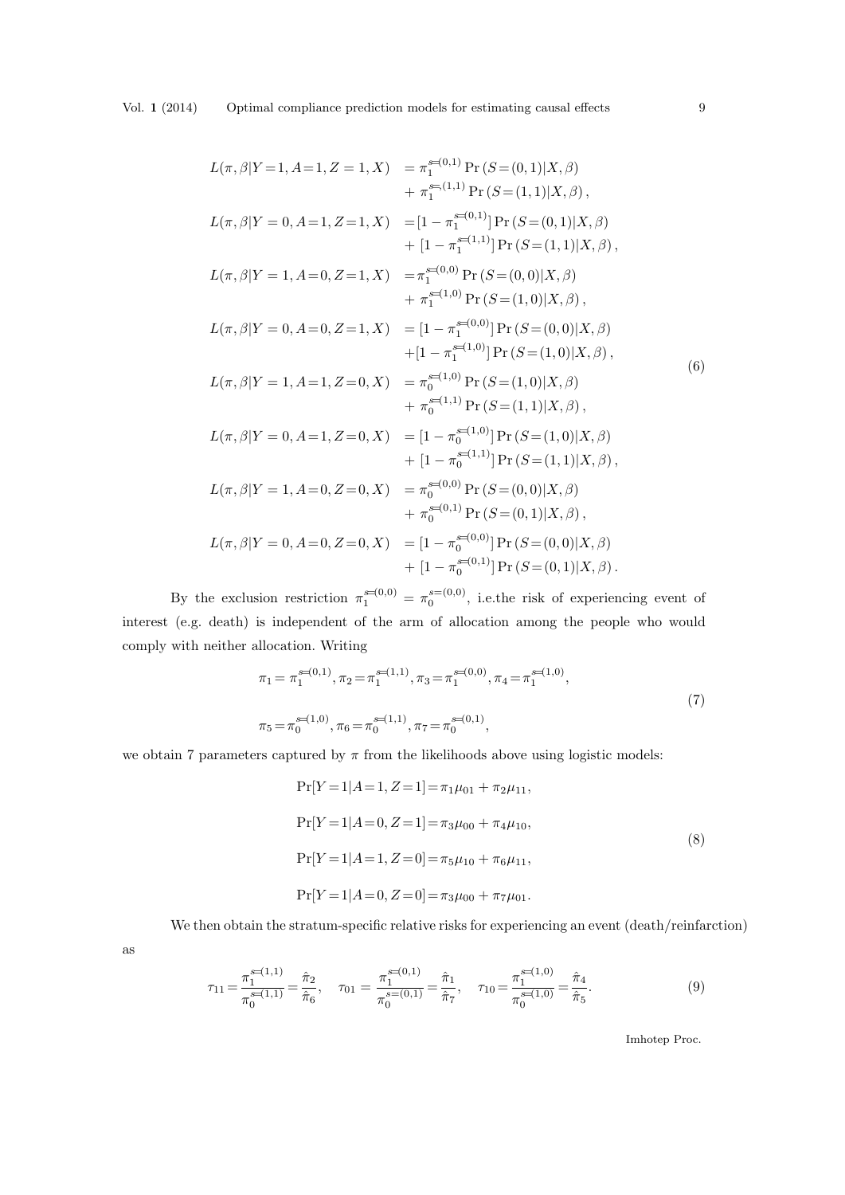$$
\begin{aligned}
L(\pi,\beta|Y=1,A=1,Z=1,X) &= \pi_1^{s=(0,1)} \Pr\left(S=(0,1)|X,\beta\right) \\
&\quad + \pi_1^{s=(1,1)} \Pr\left(S=(1,1)|X,\beta\right), \\
L(\pi,\beta|Y=0,A=1,Z=1,X) &= [1-\pi_1^{s=(0,1)}] \Pr\left(S=(0,1)|X,\beta\right) \\
&\quad + [1-\pi_1^{s=(1,1)}] \Pr\left(S=(1,1)|X,\beta\right), \\
L(\pi,\beta|Y=1,A=0,Z=1,X) &= \pi_1^{s=(0,0)} \Pr\left(S=(0,0)|X,\beta\right) \\
&\quad + \pi_1^{s=(1,0)} \Pr\left(S=(1,0)|X,\beta\right), \\
L(\pi,\beta|Y=0,A=0,Z=1,X) &= [1-\pi_1^{s=(0,0)}] \Pr\left(S=(0,0)|X,\beta\right) \\
&\quad + [1-\pi_1^{s=(1,0)}] \Pr\left(S=(1,0)|X,\beta\right), \\
L(\pi,\beta|Y=1,A=1,Z=0,X) &= \pi_0^{s=(1,0)} \Pr\left(S=(1,0)|X,\beta\right) \\
&\quad + \pi_0^{s=(1,1)} \Pr\left(S=(1,1)|X,\beta\right), \\
L(\pi,\beta|Y=0,A=1,Z=0,X) &= [1-\pi_0^{s=(1,0)}] \Pr\left(S=(1,0)|X,\beta\right) \\
&\quad + [1-\pi_0^{s=(1,1)}] \Pr\left(S=(1,1)|X,\beta\right), \\
L(\pi,\beta|Y=1,A=0,Z=0,X) &= \pi_0^{s=(0,0)} \Pr\left(S=(0,0)|X,\beta\right) \\
&\quad + \pi_0^{s=(0,1)} \Pr\left(S=(0,1)|X,\beta\right), \\
L(\pi,\beta|Y=0,A=0,Z=0,X) &= [1-\pi_0^{s=(0,0)}] \Pr\left(S=(0,0)|X,\beta\right) \\
&\quad + [1-\pi_0^{s=(0,1)}] \Pr\left(S=(0,1)|X,\beta\right).
\end{aligned}
\tag{6}
$$

By the exclusion restriction $\pi_1^{s=(0,0)} = \pi_0^{s=(0,0)}$, i.e.the risk of experiencing event of interest (e.g. death) is independent of the arm of allocation among the people who would comply with neither allocation. Writing

$$
\begin{aligned}
&\pi_1 = \pi_1^{s=(0,1)}, \pi_2 = \pi_1^{s=(1,1)}, \pi_3 = \pi_1^{s=(0,0)}, \pi_4 = \pi_1^{s=(1,0)}, \\
&\pi_5 = \pi_0^{s=(1,0)}, \pi_6 = \pi_0^{s=(1,1)}, \pi_7 = \pi_0^{s=(0,1)},
\end{aligned}
\tag{7}
$$

we obtain 7 parameters captured by $\pi$ from the likelihoods above using logistic models:

$$
\begin{aligned}
&\Pr[Y=1|A=1,Z=1] = \pi_1\mu_{01} + \pi_2\mu_{11}, \\
&\Pr[Y=1|A=0,Z=1] = \pi_3\mu_{00} + \pi_4\mu_{10}, \\
&\Pr[Y=1|A=1,Z=0] = \pi_5\mu_{10} + \pi_6\mu_{11}, \\
&\Pr[Y=1|A=0,Z=0] = \pi_3\mu_{00} + \pi_7\mu_{01}.
\end{aligned}
\tag{8}
$$

We then obtain the stratum-specific relative risks for experiencing an event (death/reinfarction) as

$$
\tau_{11} = \frac{\pi_1^{s=(1,1)}}{\pi_0^{s=(1,1)}} = \frac{\hat{\pi}_2}{\hat{\pi}_6}, \quad \tau_{01} = \frac{\pi_1^{s=(0,1)}}{\pi_0^{s=(0,1)}} = \frac{\hat{\pi}_1}{\hat{\pi}_7}, \quad \tau_{10} = \frac{\pi_1^{s=(1,0)}}{\pi_0^{s=(1,0)}} = \frac{\hat{\pi}_4}{\hat{\pi}_5}.
\tag{9}
$$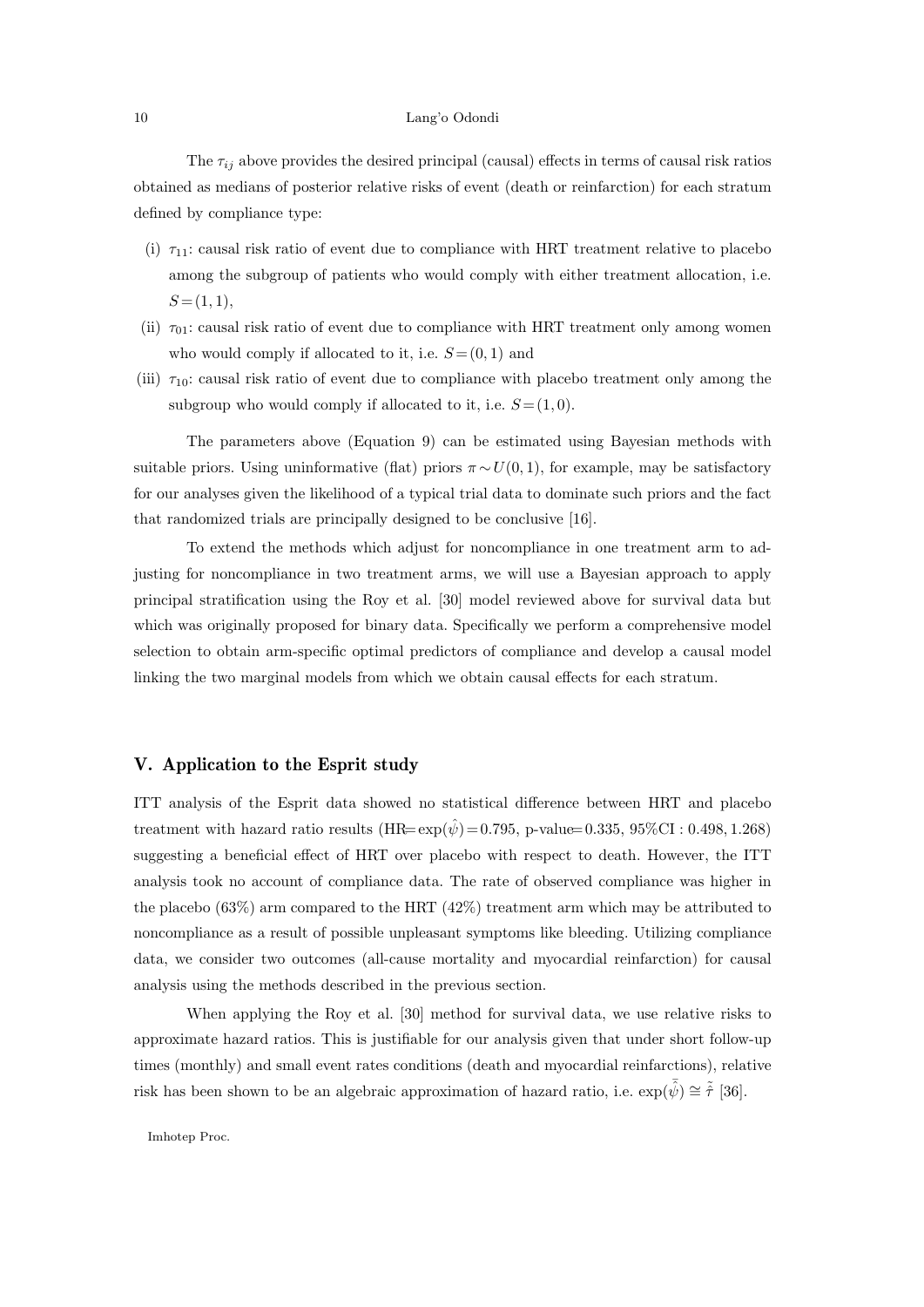The $\tau_{ij}$ above provides the desired principal (causal) effects in terms of causal risk ratios obtained as medians of posterior relative risks of event (death or reinfarction) for each stratum defined by compliance type:

- (i) $\tau_{11}$: causal risk ratio of event due to compliance with HRT treatment relative to placebo among the subgroup of patients who would comply with either treatment allocation, i.e. $S=(1,1)$,
- (ii) $\tau_{01}$: causal risk ratio of event due to compliance with HRT treatment only among women who would comply if allocated to it, i.e. $S=(0,1)$ and
- (iii) $\tau_{10}$: causal risk ratio of event due to compliance with placebo treatment only among the subgroup who would comply if allocated to it, i.e. $S=(1,0)$.

The parameters above (Equation 9) can be estimated using Bayesian methods with suitable priors. Using uninformative (flat) priors $\pi \sim U(0,1)$, for example, may be satisfactory for our analyses given the likelihood of a typical trial data to dominate such priors and the fact that randomized trials are principally designed to be conclusive [16].

To extend the methods which adjust for noncompliance in one treatment arm to adjusting for noncompliance in two treatment arms, we will use a Bayesian approach to apply principal stratification using the Roy et al. [30] model reviewed above for survival data but which was originally proposed for binary data. Specifically we perform a comprehensive model selection to obtain arm-specific optimal predictors of compliance and develop a causal model linking the two marginal models from which we obtain causal effects for each stratum.

## V. Application to the Esprit study

ITT analysis of the Esprit data showed no statistical difference between HRT and placebo treatment with hazard ratio results (HR$=\exp(\hat{\psi})=0.795$, p-value$=0.335$, $95\%\text{CI}: 0.498, 1.268$) suggesting a beneficial effect of HRT over placebo with respect to death. However, the ITT analysis took no account of compliance data. The rate of observed compliance was higher in the placebo (63%) arm compared to the HRT (42%) treatment arm which may be attributed to noncompliance as a result of possible unpleasant symptoms like bleeding. Utilizing compliance data, we consider two outcomes (all-cause mortality and myocardial reinfarction) for causal analysis using the methods described in the previous section.

When applying the Roy et al. [30] method for survival data, we use relative risks to approximate hazard ratios. This is justifiable for our analysis given that under short follow-up times (monthly) and small event rates conditions (death and myocardial reinfarctions), relative risk has been shown to be an algebraic approximation of hazard ratio, i.e. $\exp(\tilde{\bar{\psi}}) \cong \tilde{\hat{\tau}}$ [36].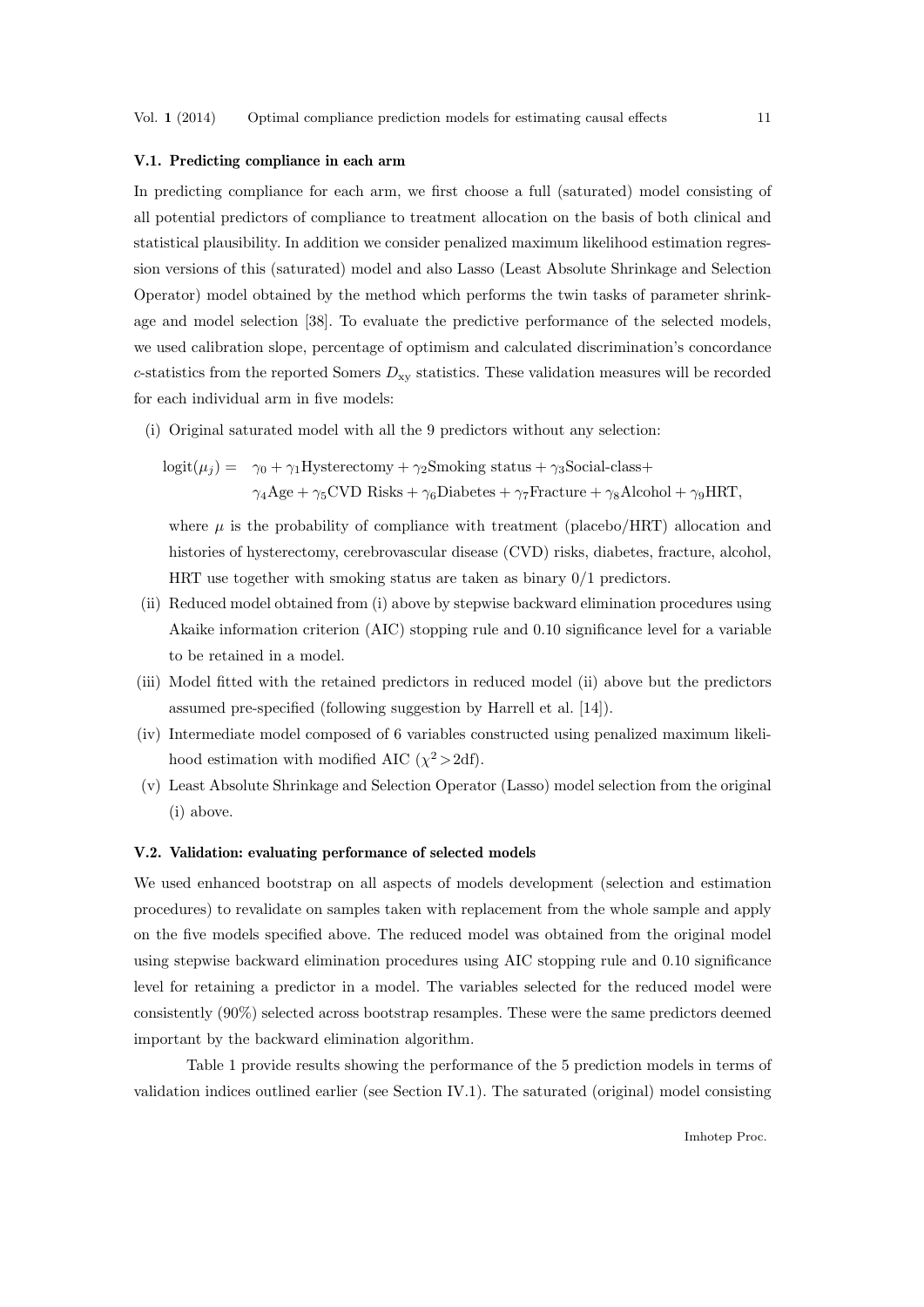### V.1. Predicting compliance in each arm

In predicting compliance for each arm, we first choose a full (saturated) model consisting of all potential predictors of compliance to treatment allocation on the basis of both clinical and statistical plausibility. In addition we consider penalized maximum likelihood estimation regression versions of this (saturated) model and also Lasso (Least Absolute Shrinkage and Selection Operator) model obtained by the method which performs the twin tasks of parameter shrinkage and model selection [38]. To evaluate the predictive performance of the selected models, we used calibration slope, percentage of optimism and calculated discrimination's concordance $c$-statistics from the reported Somers $D_{xy}$ statistics. These validation measures will be recorded for each individual arm in five models:

(i) Original saturated model with all the 9 predictors without any selection:

$$\begin{aligned}\text{logit}(\mu_j) = \quad & \gamma_0 + \gamma_1\text{Hysterectomy} + \gamma_2\text{Smoking status} + \gamma_3\text{Social-class} + \\ & \gamma_4\text{Age} + \gamma_5\text{CVD Risks} + \gamma_6\text{Diabetes} + \gamma_7\text{Fracture} + \gamma_8\text{Alcohol} + \gamma_9\text{HRT},\end{aligned}$$

where $\mu$ is the probability of compliance with treatment (placebo/HRT) allocation and histories of hysterectomy, cerebrovascular disease (CVD) risks, diabetes, fracture, alcohol, HRT use together with smoking status are taken as binary 0/1 predictors.

(ii) Reduced model obtained from (i) above by stepwise backward elimination procedures using Akaike information criterion (AIC) stopping rule and 0.10 significance level for a variable to be retained in a model.

(iii) Model fitted with the retained predictors in reduced model (ii) above but the predictors assumed pre-specified (following suggestion by Harrell et al. [14]).

(iv) Intermediate model composed of 6 variables constructed using penalized maximum likelihood estimation with modified AIC ($\chi^2 > 2\text{df}$).

(v) Least Absolute Shrinkage and Selection Operator (Lasso) model selection from the original (i) above.

### V.2. Validation: evaluating performance of selected models

We used enhanced bootstrap on all aspects of models development (selection and estimation procedures) to revalidate on samples taken with replacement from the whole sample and apply on the five models specified above. The reduced model was obtained from the original model using stepwise backward elimination procedures using AIC stopping rule and 0.10 significance level for retaining a predictor in a model. The variables selected for the reduced model were consistently (90%) selected across bootstrap resamples. These were the same predictors deemed important by the backward elimination algorithm.

Table 1 provide results showing the performance of the 5 prediction models in terms of validation indices outlined earlier (see Section IV.1). The saturated (original) model consisting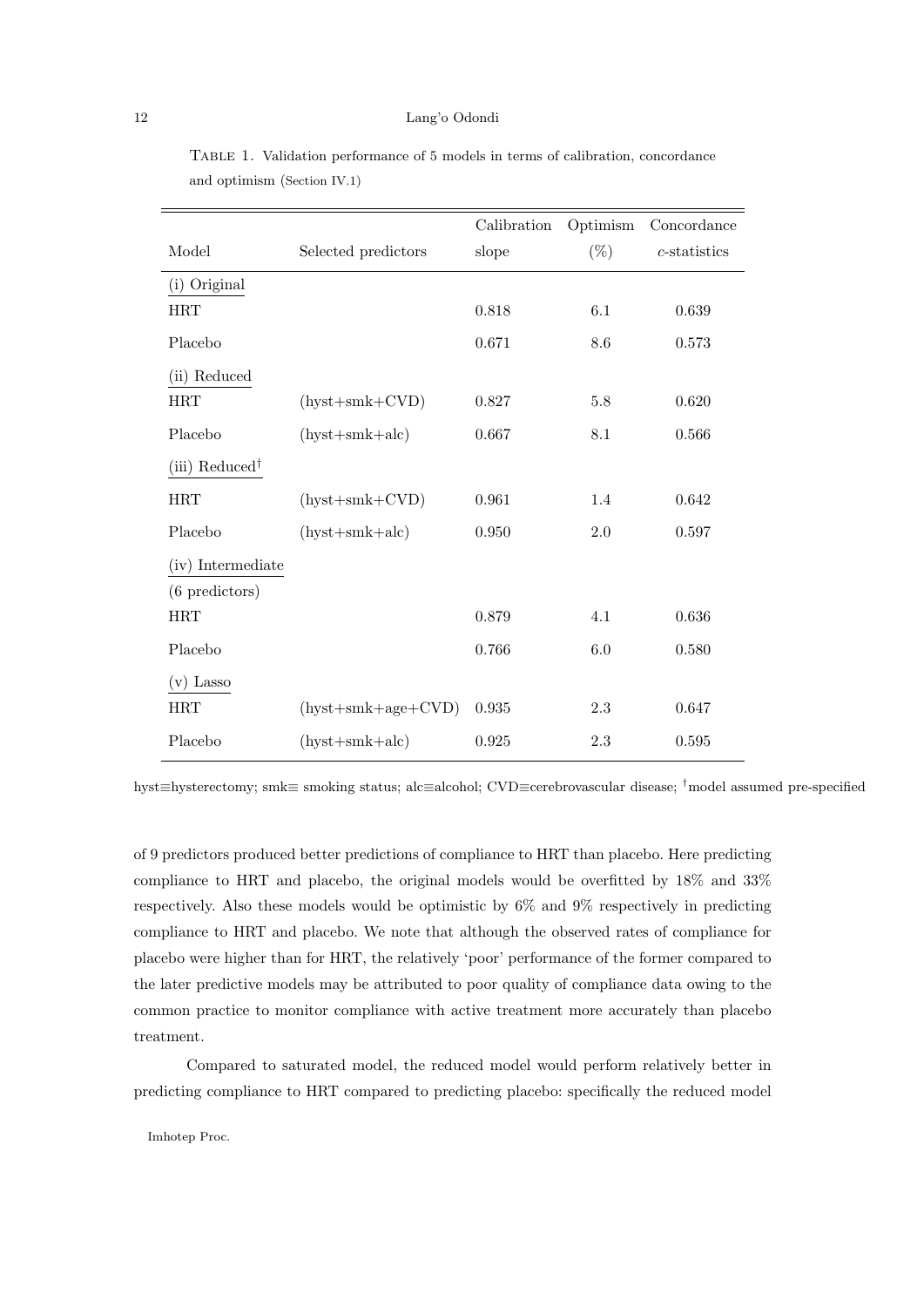TABLE 1. Validation performance of 5 models in terms of calibration, concordance and optimism (Section IV.1)

| Model | Selected predictors | Calibration slope | Optimism (%) | Concordance $c$-statistics |
|---|---|---|---|---|
| (i) Original | | | | |
| HRT | | 0.818 | 6.1 | 0.639 |
| Placebo | | 0.671 | 8.6 | 0.573 |
| (ii) Reduced | | | | |
| HRT | (hyst+smk+CVD) | 0.827 | 5.8 | 0.620 |
| Placebo | (hyst+smk+alc) | 0.667 | 8.1 | 0.566 |
| (iii) Reduced[†] | | | | |
| HRT | (hyst+smk+CVD) | 0.961 | 1.4 | 0.642 |
| Placebo | (hyst+smk+alc) | 0.950 | 2.0 | 0.597 |
| (iv) Intermediate (6 predictors) | | | | |
| HRT | | 0.879 | 4.1 | 0.636 |
| Placebo | | 0.766 | 6.0 | 0.580 |
| (v) Lasso | | | | |
| HRT | (hyst+smk+age+CVD) | 0.935 | 2.3 | 0.647 |
| Placebo | (hyst+smk+alc) | 0.925 | 2.3 | 0.595 |

hyst≡hysterectomy; smk≡ smoking status; alc≡alcohol; CVD≡cerebrovascular disease; [†]model assumed pre-specified

of 9 predictors produced better predictions of compliance to HRT than placebo. Here predicting compliance to HRT and placebo, the original models would be overfitted by 18% and 33% respectively. Also these models would be optimistic by 6% and 9% respectively in predicting compliance to HRT and placebo. We note that although the observed rates of compliance for placebo were higher than for HRT, the relatively 'poor' performance of the former compared to the later predictive models may be attributed to poor quality of compliance data owing to the common practice to monitor compliance with active treatment more accurately than placebo treatment.

Compared to saturated model, the reduced model would perform relatively better in predicting compliance to HRT compared to predicting placebo: specifically the reduced model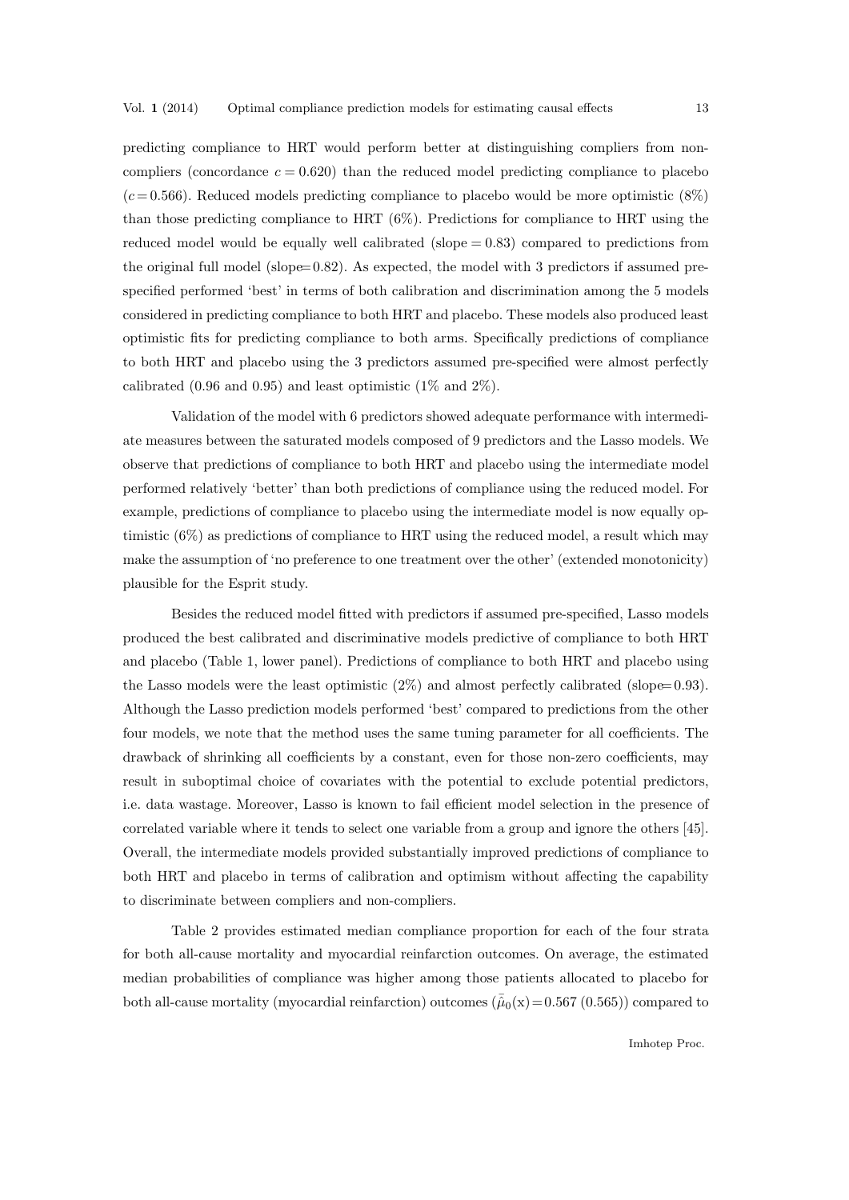predicting compliance to HRT would perform better at distinguishing compliers from non-compliers (concordance $c = 0.620$) than the reduced model predicting compliance to placebo ($c = 0.566$). Reduced models predicting compliance to placebo would be more optimistic (8%) than those predicting compliance to HRT (6%). Predictions for compliance to HRT using the reduced model would be equally well calibrated (slope $= 0.83$) compared to predictions from the original full model (slope$=0.82$). As expected, the model with 3 predictors if assumed pre-specified performed 'best' in terms of both calibration and discrimination among the 5 models considered in predicting compliance to both HRT and placebo. These models also produced least optimistic fits for predicting compliance to both arms. Specifically predictions of compliance to both HRT and placebo using the 3 predictors assumed pre-specified were almost perfectly calibrated (0.96 and 0.95) and least optimistic (1% and 2%).

Validation of the model with 6 predictors showed adequate performance with intermediate measures between the saturated models composed of 9 predictors and the Lasso models. We observe that predictions of compliance to both HRT and placebo using the intermediate model performed relatively 'better' than both predictions of compliance using the reduced model. For example, predictions of compliance to placebo using the intermediate model is now equally optimistic (6%) as predictions of compliance to HRT using the reduced model, a result which may make the assumption of 'no preference to one treatment over the other' (extended monotonicity) plausible for the Esprit study.

Besides the reduced model fitted with predictors if assumed pre-specified, Lasso models produced the best calibrated and discriminative models predictive of compliance to both HRT and placebo (Table 1, lower panel). Predictions of compliance to both HRT and placebo using the Lasso models were the least optimistic (2%) and almost perfectly calibrated (slope$=0.93$). Although the Lasso prediction models performed 'best' compared to predictions from the other four models, we note that the method uses the same tuning parameter for all coefficients. The drawback of shrinking all coefficients by a constant, even for those non-zero coefficients, may result in suboptimal choice of covariates with the potential to exclude potential predictors, i.e. data wastage. Moreover, Lasso is known to fail efficient model selection in the presence of correlated variable where it tends to select one variable from a group and ignore the others [45]. Overall, the intermediate models provided substantially improved predictions of compliance to both HRT and placebo in terms of calibration and optimism without affecting the capability to discriminate between compliers and non-compliers.

Table 2 provides estimated median compliance proportion for each of the four strata for both all-cause mortality and myocardial reinfarction outcomes. On average, the estimated median probabilities of compliance was higher among those patients allocated to placebo for both all-cause mortality (myocardial reinfarction) outcomes ($\bar{\hat{\mu}}_0(\mathrm{x}) = 0.567$ $(0.565)$) compared to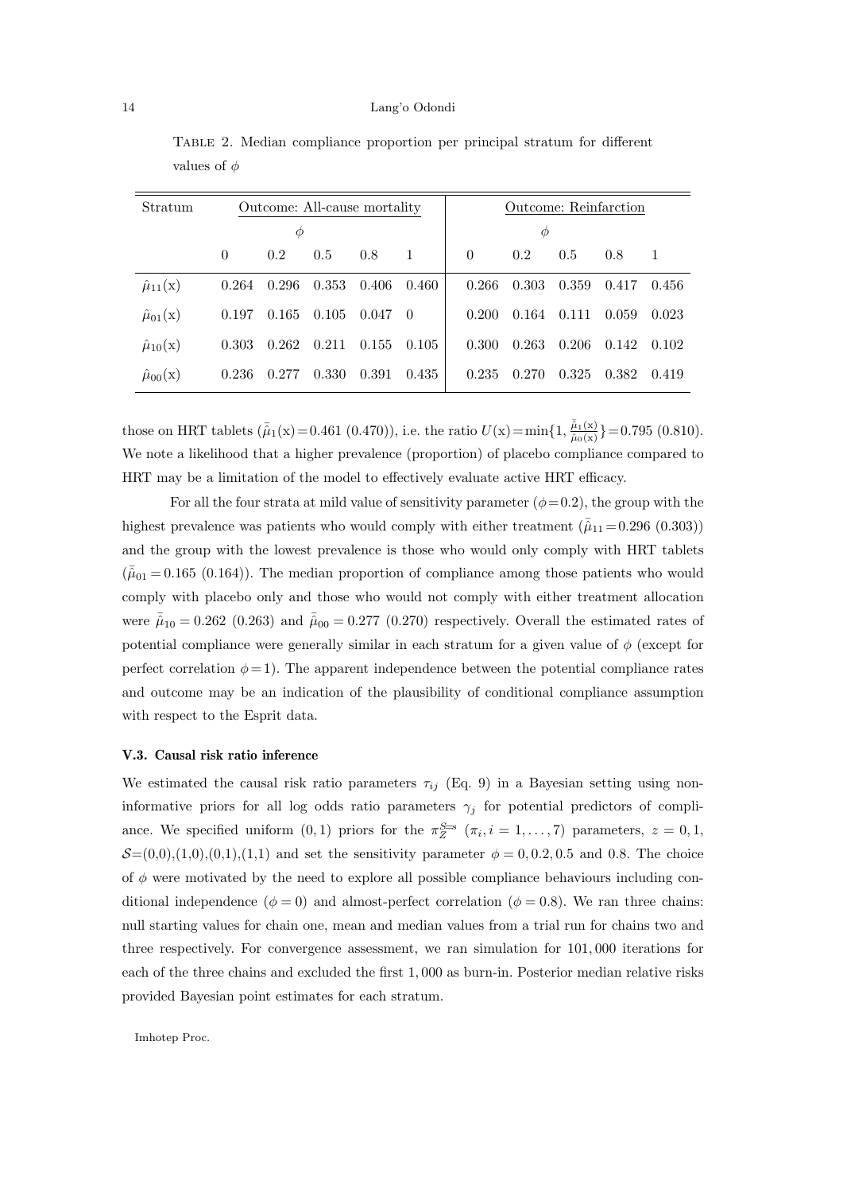Table 2. Median compliance proportion per principal stratum for different values of $\phi$

| Stratum | Outcome: All-cause mortality | | | | | Outcome: Reinfarction | | | | |
|---|---|---|---|---|---|---|---|---|---|---|
| | $\phi$ | | | | | $\phi$ | | | | |
| | 0 | 0.2 | 0.5 | 0.8 | 1 | 0 | 0.2 | 0.5 | 0.8 | 1 |
| $\hat{\mu}_{11}(\mathrm{x})$ | 0.264 | 0.296 | 0.353 | 0.406 | 0.460 | 0.266 | 0.303 | 0.359 | 0.417 | 0.456 |
| $\hat{\mu}_{01}(\mathrm{x})$ | 0.197 | 0.165 | 0.105 | 0.047 | 0 | 0.200 | 0.164 | 0.111 | 0.059 | 0.023 |
| $\hat{\mu}_{10}(\mathrm{x})$ | 0.303 | 0.262 | 0.211 | 0.155 | 0.105 | 0.300 | 0.263 | 0.206 | 0.142 | 0.102 |
| $\hat{\mu}_{00}(\mathrm{x})$ | 0.236 | 0.277 | 0.330 | 0.391 | 0.435 | 0.235 | 0.270 | 0.325 | 0.382 | 0.419 |

those on HRT tablets ($\bar{\hat{\mu}}_1(\mathrm{x}) = 0.461$ (0.470)), i.e. the ratio $U(\mathrm{x}) = \min\{1, \frac{\bar{\hat{\mu}}_1(\mathrm{x})}{\bar{\hat{\mu}}_0(\mathrm{x})}\} = 0.795$ (0.810). We note a likelihood that a higher prevalence (proportion) of placebo compliance compared to HRT may be a limitation of the model to effectively evaluate active HRT efficacy.

For all the four strata at mild value of sensitivity parameter ($\phi = 0.2$), the group with the highest prevalence was patients who would comply with either treatment ($\bar{\hat{\mu}}_{11} = 0.296$ (0.303)) and the group with the lowest prevalence is those who would only comply with HRT tablets ($\bar{\hat{\mu}}_{01} = 0.165$ (0.164)). The median proportion of compliance among those patients who would comply with placebo only and those who would not comply with either treatment allocation were $\bar{\hat{\mu}}_{10} = 0.262$ (0.263) and $\bar{\hat{\mu}}_{00} = 0.277$ (0.270) respectively. Overall the estimated rates of potential compliance were generally similar in each stratum for a given value of $\phi$ (except for perfect correlation $\phi = 1$). The apparent independence between the potential compliance rates and outcome may be an indication of the plausibility of conditional compliance assumption with respect to the Esprit data.

### V.3. Causal risk ratio inference

We estimated the causal risk ratio parameters $\tau_{ij}$ (Eq. 9) in a Bayesian setting using non-informative priors for all log odds ratio parameters $\gamma_j$ for potential predictors of compliance. We specified uniform $(0, 1)$ priors for the $\pi_Z^{S=s}$ $(\pi_i, i = 1, \ldots, 7)$ parameters, $z = 0, 1$, $\mathcal{S}$=(0,0),(1,0),(0,1),(1,1) and set the sensitivity parameter $\phi = 0, 0.2, 0.5$ and 0.8. The choice of $\phi$ were motivated by the need to explore all possible compliance behaviours including conditional independence ($\phi = 0$) and almost-perfect correlation ($\phi = 0.8$). We ran three chains: null starting values for chain one, mean and median values from a trial run for chains two and three respectively. For convergence assessment, we ran simulation for $101,000$ iterations for each of the three chains and excluded the first $1,000$ as burn-in. Posterior median relative risks provided Bayesian point estimates for each stratum.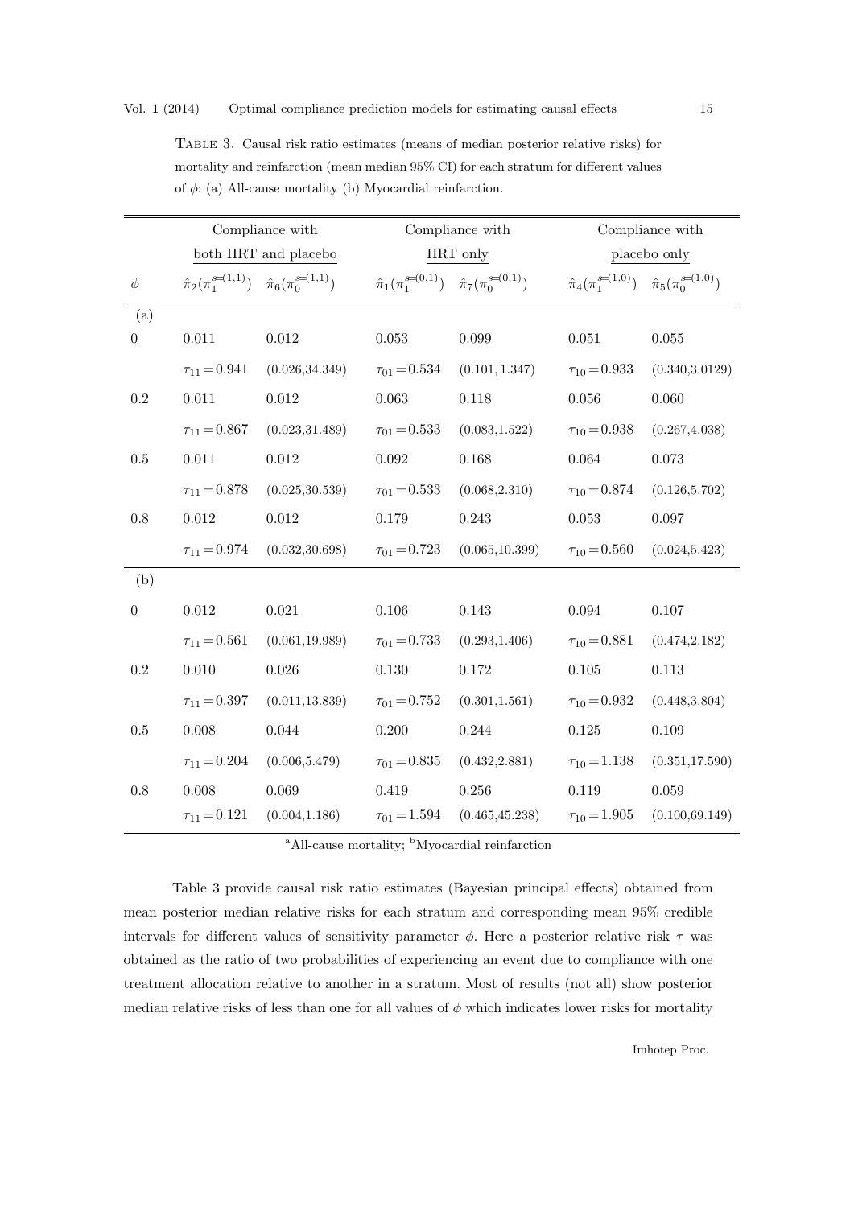TABLE 3. Causal risk ratio estimates (means of median posterior relative risks) for mortality and reinfarction (mean median 95% CI) for each stratum for different values of $\phi$: (a) All-cause mortality (b) Myocardial reinfarction.

| | Compliance with both HRT and placebo | | Compliance with HRT only | | Compliance with placebo only | |
|---|---|---|---|---|---|---|
| $\phi$ | $\hat{\pi}_2(\pi_1^{s=(1,1)})$ | $\hat{\pi}_6(\pi_0^{s=(1,1)})$ | $\hat{\pi}_1(\pi_1^{s=(0,1)})$ | $\hat{\pi}_7(\pi_0^{s=(0,1)})$ | $\hat{\pi}_4(\pi_1^{s=(1,0)})$ | $\hat{\pi}_5(\pi_0^{s=(1,0)})$ |
| (a) | | | | | | |
| 0 | 0.011 | 0.012 | 0.053 | 0.099 | 0.051 | 0.055 |
| | $\tau_{11}=0.941$ | (0.026,34.349) | $\tau_{01}=0.534$ | (0.101, 1.347) | $\tau_{10}=0.933$ | (0.340,3.0129) |
| 0.2 | 0.011 | 0.012 | 0.063 | 0.118 | 0.056 | 0.060 |
| | $\tau_{11}=0.867$ | (0.023,31.489) | $\tau_{01}=0.533$ | (0.083,1.522) | $\tau_{10}=0.938$ | (0.267,4.038) |
| 0.5 | 0.011 | 0.012 | 0.092 | 0.168 | 0.064 | 0.073 |
| | $\tau_{11}=0.878$ | (0.025,30.539) | $\tau_{01}=0.533$ | (0.068,2.310) | $\tau_{10}=0.874$ | (0.126,5.702) |
| 0.8 | 0.012 | 0.012 | 0.179 | 0.243 | 0.053 | 0.097 |
| | $\tau_{11}=0.974$ | (0.032,30.698) | $\tau_{01}=0.723$ | (0.065,10.399) | $\tau_{10}=0.560$ | (0.024,5.423) |
| (b) | | | | | | |
| 0 | 0.012 | 0.021 | 0.106 | 0.143 | 0.094 | 0.107 |
| | $\tau_{11}=0.561$ | (0.061,19.989) | $\tau_{01}=0.733$ | (0.293,1.406) | $\tau_{10}=0.881$ | (0.474,2.182) |
| 0.2 | 0.010 | 0.026 | 0.130 | 0.172 | 0.105 | 0.113 |
| | $\tau_{11}=0.397$ | (0.011,13.839) | $\tau_{01}=0.752$ | (0.301,1.561) | $\tau_{10}=0.932$ | (0.448,3.804) |
| 0.5 | 0.008 | 0.044 | 0.200 | 0.244 | 0.125 | 0.109 |
| | $\tau_{11}=0.204$ | (0.006,5.479) | $\tau_{01}=0.835$ | (0.432,2.881) | $\tau_{10}=1.138$ | (0.351,17.590) |
| 0.8 | 0.008 | 0.069 | 0.419 | 0.256 | 0.119 | 0.059 |
| | $\tau_{11}=0.121$ | (0.004,1.186) | $\tau_{01}=1.594$ | (0.465,45.238) | $\tau_{10}=1.905$ | (0.100,69.149) |

[a]All-cause mortality; [b]Myocardial reinfarction

Table 3 provide causal risk ratio estimates (Bayesian principal effects) obtained from mean posterior median relative risks for each stratum and corresponding mean 95% credible intervals for different values of sensitivity parameter $\phi$. Here a posterior relative risk $\tau$ was obtained as the ratio of two probabilities of experiencing an event due to compliance with one treatment allocation relative to another in a stratum. Most of results (not all) show posterior median relative risks of less than one for all values of $\phi$ which indicates lower risks for mortality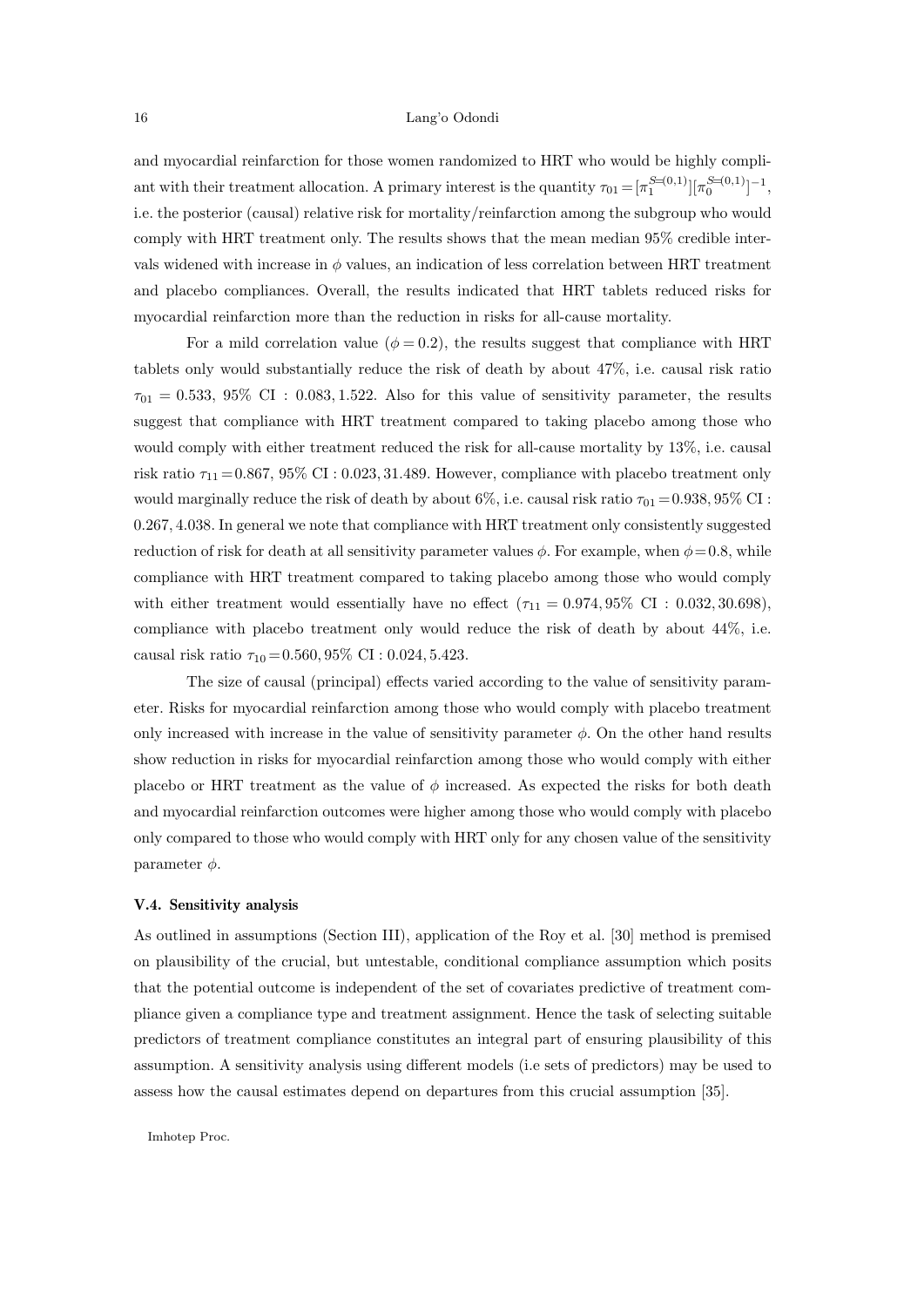and myocardial reinfarction for those women randomized to HRT who would be highly compliant with their treatment allocation. A primary interest is the quantity $\tau_{01} = [\pi_1^{S=(0,1)}][\pi_0^{S=(0,1)}]^{-1}$, i.e. the posterior (causal) relative risk for mortality/reinfarction among the subgroup who would comply with HRT treatment only. The results shows that the mean median 95% credible intervals widened with increase in $\phi$ values, an indication of less correlation between HRT treatment and placebo compliances. Overall, the results indicated that HRT tablets reduced risks for myocardial reinfarction more than the reduction in risks for all-cause mortality.

For a mild correlation value ($\phi = 0.2$), the results suggest that compliance with HRT tablets only would substantially reduce the risk of death by about 47%, i.e. causal risk ratio $\tau_{01} = 0.533$, 95% CI : $0.083, 1.522$. Also for this value of sensitivity parameter, the results suggest that compliance with HRT treatment compared to taking placebo among those who would comply with either treatment reduced the risk for all-cause mortality by 13%, i.e. causal risk ratio $\tau_{11} = 0.867$, 95% CI : $0.023, 31.489$. However, compliance with placebo treatment only would marginally reduce the risk of death by about 6%, i.e. causal risk ratio $\tau_{01} = 0.938$, 95% CI : $0.267, 4.038$. In general we note that compliance with HRT treatment only consistently suggested reduction of risk for death at all sensitivity parameter values $\phi$. For example, when $\phi = 0.8$, while compliance with HRT treatment compared to taking placebo among those who would comply with either treatment would essentially have no effect ($\tau_{11} = 0.974$, 95% CI : $0.032, 30.698$), compliance with placebo treatment only would reduce the risk of death by about 44%, i.e. causal risk ratio $\tau_{10} = 0.560$, 95% CI : $0.024, 5.423$.

The size of causal (principal) effects varied according to the value of sensitivity parameter. Risks for myocardial reinfarction among those who would comply with placebo treatment only increased with increase in the value of sensitivity parameter $\phi$. On the other hand results show reduction in risks for myocardial reinfarction among those who would comply with either placebo or HRT treatment as the value of $\phi$ increased. As expected the risks for both death and myocardial reinfarction outcomes were higher among those who would comply with placebo only compared to those who would comply with HRT only for any chosen value of the sensitivity parameter $\phi$.

### V.4. Sensitivity analysis

As outlined in assumptions (Section III), application of the Roy et al. [30] method is premised on plausibility of the crucial, but untestable, conditional compliance assumption which posits that the potential outcome is independent of the set of covariates predictive of treatment compliance given a compliance type and treatment assignment. Hence the task of selecting suitable predictors of treatment compliance constitutes an integral part of ensuring plausibility of this assumption. A sensitivity analysis using different models (i.e sets of predictors) may be used to assess how the causal estimates depend on departures from this crucial assumption [35].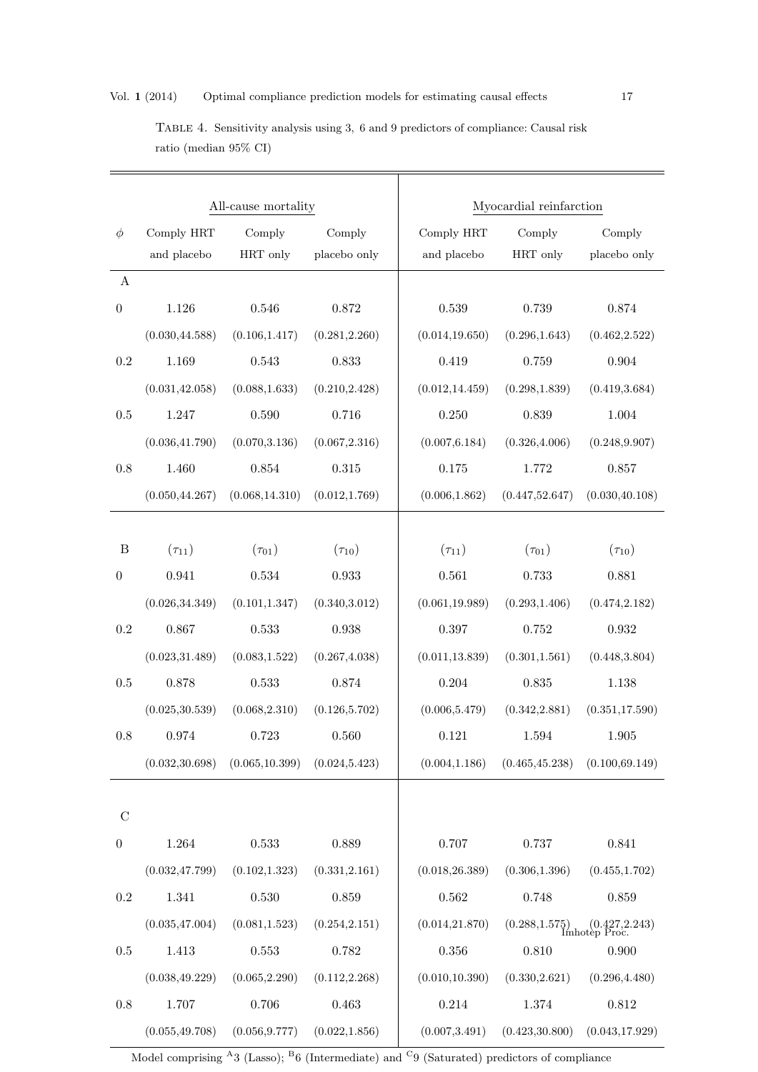TABLE 4. Sensitivity analysis using 3, 6 and 9 predictors of compliance: Causal risk ratio (median 95% CI)

| | All-cause mortality | | | Myocardial reinfarction | | |
|---|---|---|---|---|---|---|
| $\phi$ | Comply HRT and placebo | Comply HRT only | Comply placebo only | Comply HRT and placebo | Comply HRT only | Comply placebo only |
| A | | | | | | |
| 0 | 1.126 | 0.546 | 0.872 | 0.539 | 0.739 | 0.874 |
| | (0.030,44.588) | (0.106,1.417) | (0.281,2.260) | (0.014,19.650) | (0.296,1.643) | (0.462,2.522) |
| 0.2 | 1.169 | 0.543 | 0.833 | 0.419 | 0.759 | 0.904 |
| | (0.031,42.058) | (0.088,1.633) | (0.210,2.428) | (0.012,14.459) | (0.298,1.839) | (0.419,3.684) |
| 0.5 | 1.247 | 0.590 | 0.716 | 0.250 | 0.839 | 1.004 |
| | (0.036,41.790) | (0.070,3.136) | (0.067,2.316) | (0.007,6.184) | (0.326,4.006) | (0.248,9.907) |
| 0.8 | 1.460 | 0.854 | 0.315 | 0.175 | 1.772 | 0.857 |
| | (0.050,44.267) | (0.068,14.310) | (0.012,1.769) | (0.006,1.862) | (0.447,52.647) | (0.030,40.108) |
| B | ($\tau_{11}$) | ($\tau_{01}$) | ($\tau_{10}$) | ($\tau_{11}$) | ($\tau_{01}$) | ($\tau_{10}$) |
| 0 | 0.941 | 0.534 | 0.933 | 0.561 | 0.733 | 0.881 |
| | (0.026,34.349) | (0.101,1.347) | (0.340,3.012) | (0.061,19.989) | (0.293,1.406) | (0.474,2.182) |
| 0.2 | 0.867 | 0.533 | 0.938 | 0.397 | 0.752 | 0.932 |
| | (0.023,31.489) | (0.083,1.522) | (0.267,4.038) | (0.011,13.839) | (0.301,1.561) | (0.448,3.804) |
| 0.5 | 0.878 | 0.533 | 0.874 | 0.204 | 0.835 | 1.138 |
| | (0.025,30.539) | (0.068,2.310) | (0.126,5.702) | (0.006,5.479) | (0.342,2.881) | (0.351,17.590) |
| 0.8 | 0.974 | 0.723 | 0.560 | 0.121 | 1.594 | 1.905 |
| | (0.032,30.698) | (0.065,10.399) | (0.024,5.423) | (0.004,1.186) | (0.465,45.238) | (0.100,69.149) |
| C | | | | | | |
| 0 | 1.264 | 0.533 | 0.889 | 0.707 | 0.737 | 0.841 |
| | (0.032,47.799) | (0.102,1.323) | (0.331,2.161) | (0.018,26.389) | (0.306,1.396) | (0.455,1.702) |
| 0.2 | 1.341 | 0.530 | 0.859 | 0.562 | 0.748 | 0.859 |
| | (0.035,47.004) | (0.081,1.523) | (0.254,2.151) | (0.014,21.870) | (0.288,1.575) | (0.427,2.243) |
| 0.5 | 1.413 | 0.553 | 0.782 | 0.356 | 0.810 | 0.900 |
| | (0.038,49.229) | (0.065,2.290) | (0.112,2.268) | (0.010,10.390) | (0.330,2.621) | (0.296,4.480) |
| 0.8 | 1.707 | 0.706 | 0.463 | 0.214 | 1.374 | 0.812 |
| | (0.055,49.708) | (0.056,9.777) | (0.022,1.856) | (0.007,3.491) | (0.423,30.800) | (0.043,17.929) |

Model comprising [A]3 (Lasso); [B]6 (Intermediate) and [C]9 (Saturated) predictors of compliance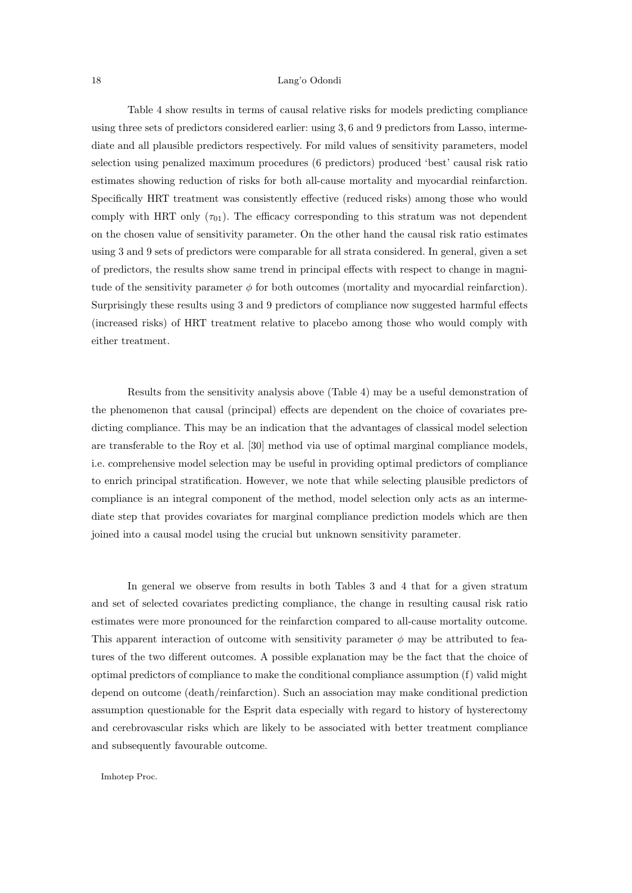Table 4 show results in terms of causal relative risks for models predicting compliance using three sets of predictors considered earlier: using $3, 6$ and $9$ predictors from Lasso, intermediate and all plausible predictors respectively. For mild values of sensitivity parameters, model selection using penalized maximum procedures (6 predictors) produced 'best' causal risk ratio estimates showing reduction of risks for both all-cause mortality and myocardial reinfarction. Specifically HRT treatment was consistently effective (reduced risks) among those who would comply with HRT only ($\tau_{01}$). The efficacy corresponding to this stratum was not dependent on the chosen value of sensitivity parameter. On the other hand the causal risk ratio estimates using 3 and 9 sets of predictors were comparable for all strata considered. In general, given a set of predictors, the results show same trend in principal effects with respect to change in magnitude of the sensitivity parameter $\phi$ for both outcomes (mortality and myocardial reinfarction). Surprisingly these results using 3 and 9 predictors of compliance now suggested harmful effects (increased risks) of HRT treatment relative to placebo among those who would comply with either treatment.

Results from the sensitivity analysis above (Table 4) may be a useful demonstration of the phenomenon that causal (principal) effects are dependent on the choice of covariates predicting compliance. This may be an indication that the advantages of classical model selection are transferable to the Roy et al. [30] method via use of optimal marginal compliance models, i.e. comprehensive model selection may be useful in providing optimal predictors of compliance to enrich principal stratification. However, we note that while selecting plausible predictors of compliance is an integral component of the method, model selection only acts as an intermediate step that provides covariates for marginal compliance prediction models which are then joined into a causal model using the crucial but unknown sensitivity parameter.

In general we observe from results in both Tables 3 and 4 that for a given stratum and set of selected covariates predicting compliance, the change in resulting causal risk ratio estimates were more pronounced for the reinfarction compared to all-cause mortality outcome. This apparent interaction of outcome with sensitivity parameter $\phi$ may be attributed to features of the two different outcomes. A possible explanation may be the fact that the choice of optimal predictors of compliance to make the conditional compliance assumption (f) valid might depend on outcome (death/reinfarction). Such an association may make conditional prediction assumption questionable for the Esprit data especially with regard to history of hysterectomy and cerebrovascular risks which are likely to be associated with better treatment compliance and subsequently favourable outcome.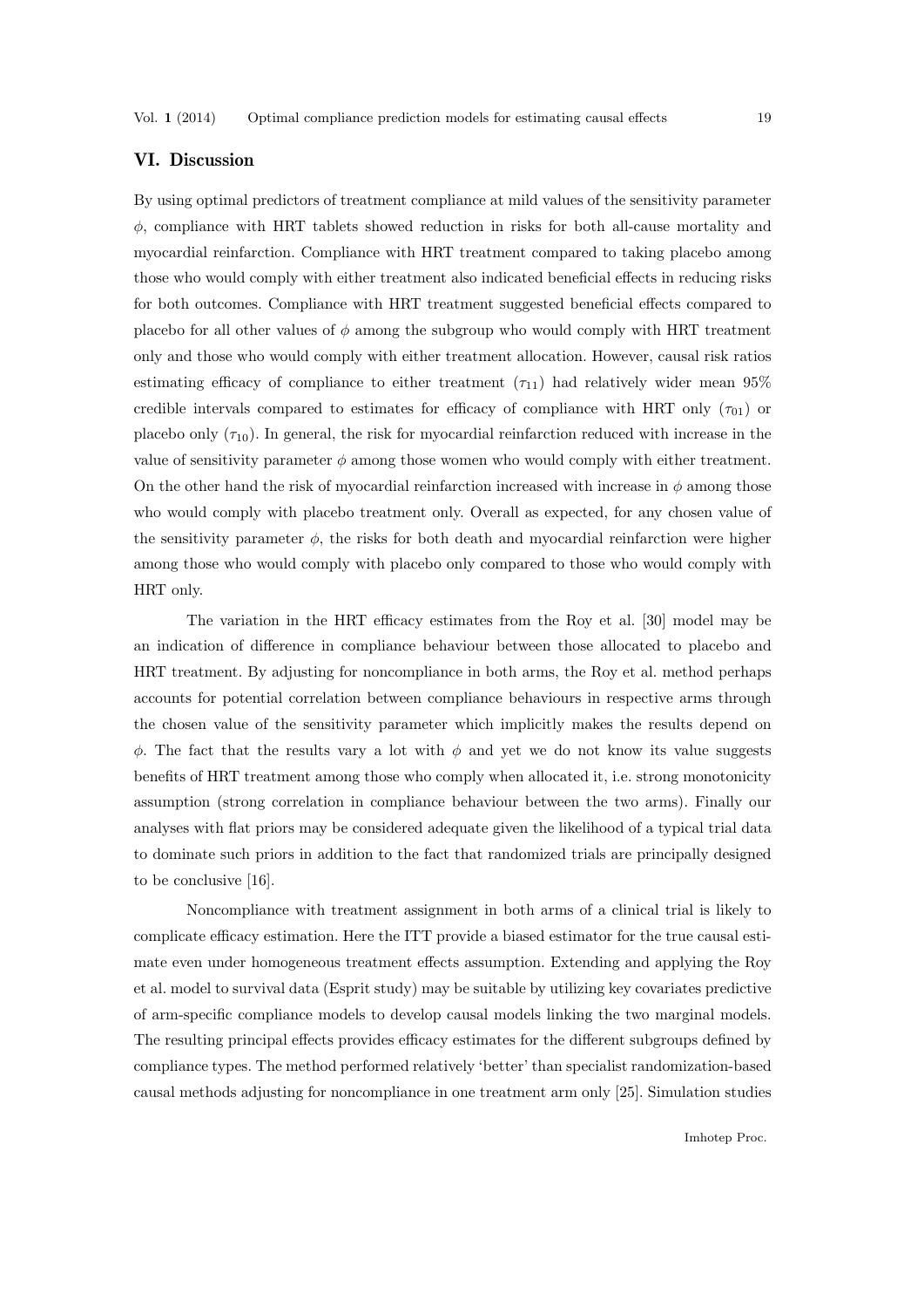## VI. Discussion

By using optimal predictors of treatment compliance at mild values of the sensitivity parameter $\phi$, compliance with HRT tablets showed reduction in risks for both all-cause mortality and myocardial reinfarction. Compliance with HRT treatment compared to taking placebo among those who would comply with either treatment also indicated beneficial effects in reducing risks for both outcomes. Compliance with HRT treatment suggested beneficial effects compared to placebo for all other values of $\phi$ among the subgroup who would comply with HRT treatment only and those who would comply with either treatment allocation. However, causal risk ratios estimating efficacy of compliance to either treatment ($\tau_{11}$) had relatively wider mean 95% credible intervals compared to estimates for efficacy of compliance with HRT only ($\tau_{01}$) or placebo only ($\tau_{10}$). In general, the risk for myocardial reinfarction reduced with increase in the value of sensitivity parameter $\phi$ among those women who would comply with either treatment. On the other hand the risk of myocardial reinfarction increased with increase in $\phi$ among those who would comply with placebo treatment only. Overall as expected, for any chosen value of the sensitivity parameter $\phi$, the risks for both death and myocardial reinfarction were higher among those who would comply with placebo only compared to those who would comply with HRT only.

The variation in the HRT efficacy estimates from the Roy et al. [30] model may be an indication of difference in compliance behaviour between those allocated to placebo and HRT treatment. By adjusting for noncompliance in both arms, the Roy et al. method perhaps accounts for potential correlation between compliance behaviours in respective arms through the chosen value of the sensitivity parameter which implicitly makes the results depend on $\phi$. The fact that the results vary a lot with $\phi$ and yet we do not know its value suggests benefits of HRT treatment among those who comply when allocated it, i.e. strong monotonicity assumption (strong correlation in compliance behaviour between the two arms). Finally our analyses with flat priors may be considered adequate given the likelihood of a typical trial data to dominate such priors in addition to the fact that randomized trials are principally designed to be conclusive [16].

Noncompliance with treatment assignment in both arms of a clinical trial is likely to complicate efficacy estimation. Here the ITT provide a biased estimator for the true causal estimate even under homogeneous treatment effects assumption. Extending and applying the Roy et al. model to survival data (Esprit study) may be suitable by utilizing key covariates predictive of arm-specific compliance models to develop causal models linking the two marginal models. The resulting principal effects provides efficacy estimates for the different subgroups defined by compliance types. The method performed relatively 'better' than specialist randomization-based causal methods adjusting for noncompliance in one treatment arm only [25]. Simulation studies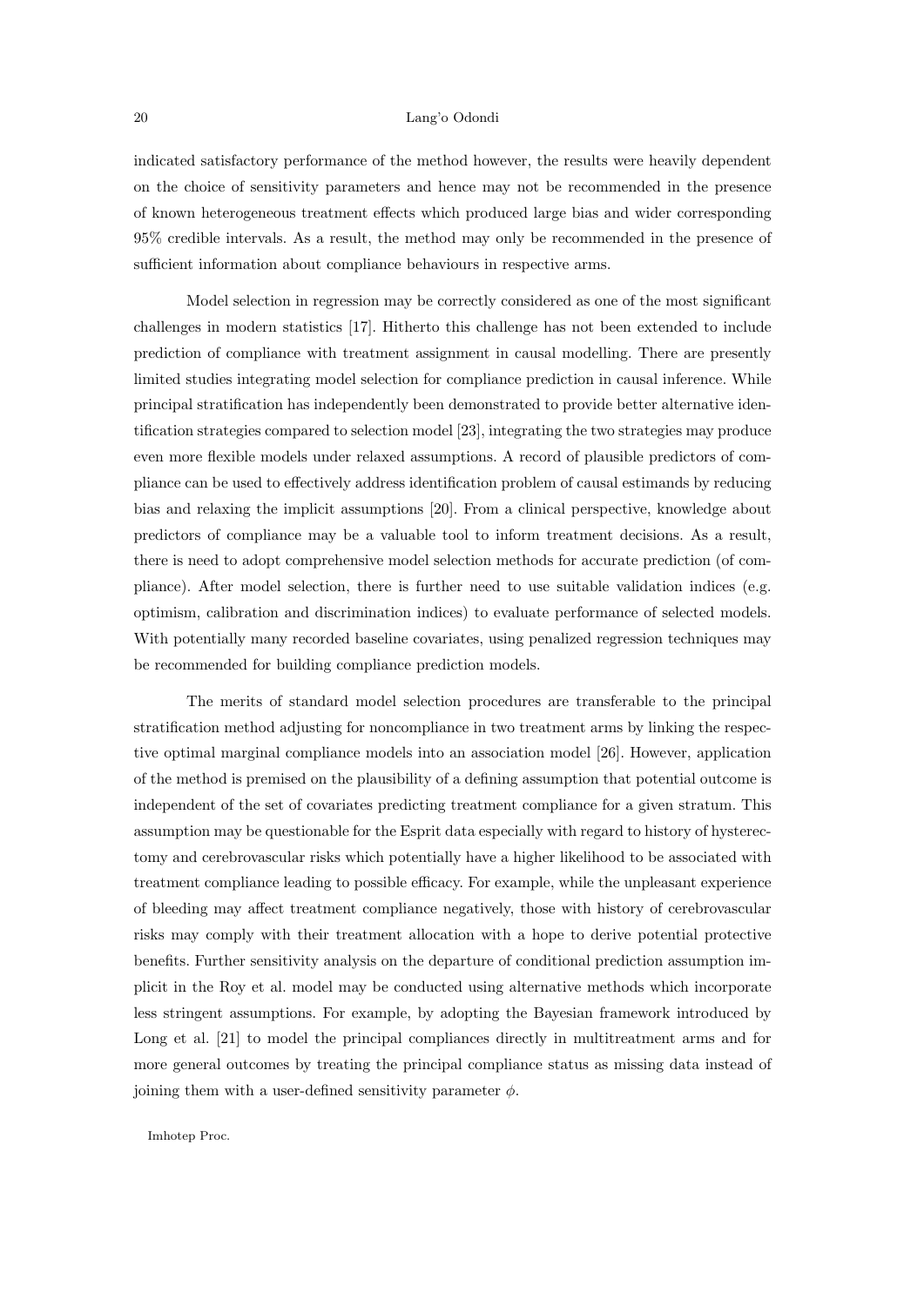indicated satisfactory performance of the method however, the results were heavily dependent on the choice of sensitivity parameters and hence may not be recommended in the presence of known heterogeneous treatment effects which produced large bias and wider corresponding 95% credible intervals. As a result, the method may only be recommended in the presence of sufficient information about compliance behaviours in respective arms.

Model selection in regression may be correctly considered as one of the most significant challenges in modern statistics [17]. Hitherto this challenge has not been extended to include prediction of compliance with treatment assignment in causal modelling. There are presently limited studies integrating model selection for compliance prediction in causal inference. While principal stratification has independently been demonstrated to provide better alternative identification strategies compared to selection model [23], integrating the two strategies may produce even more flexible models under relaxed assumptions. A record of plausible predictors of compliance can be used to effectively address identification problem of causal estimands by reducing bias and relaxing the implicit assumptions [20]. From a clinical perspective, knowledge about predictors of compliance may be a valuable tool to inform treatment decisions. As a result, there is need to adopt comprehensive model selection methods for accurate prediction (of compliance). After model selection, there is further need to use suitable validation indices (e.g. optimism, calibration and discrimination indices) to evaluate performance of selected models. With potentially many recorded baseline covariates, using penalized regression techniques may be recommended for building compliance prediction models.

The merits of standard model selection procedures are transferable to the principal stratification method adjusting for noncompliance in two treatment arms by linking the respective optimal marginal compliance models into an association model [26]. However, application of the method is premised on the plausibility of a defining assumption that potential outcome is independent of the set of covariates predicting treatment compliance for a given stratum. This assumption may be questionable for the Esprit data especially with regard to history of hysterectomy and cerebrovascular risks which potentially have a higher likelihood to be associated with treatment compliance leading to possible efficacy. For example, while the unpleasant experience of bleeding may affect treatment compliance negatively, those with history of cerebrovascular risks may comply with their treatment allocation with a hope to derive potential protective benefits. Further sensitivity analysis on the departure of conditional prediction assumption implicit in the Roy et al. model may be conducted using alternative methods which incorporate less stringent assumptions. For example, by adopting the Bayesian framework introduced by Long et al. [21] to model the principal compliances directly in multitreatment arms and for more general outcomes by treating the principal compliance status as missing data instead of joining them with a user-defined sensitivity parameter $\phi$.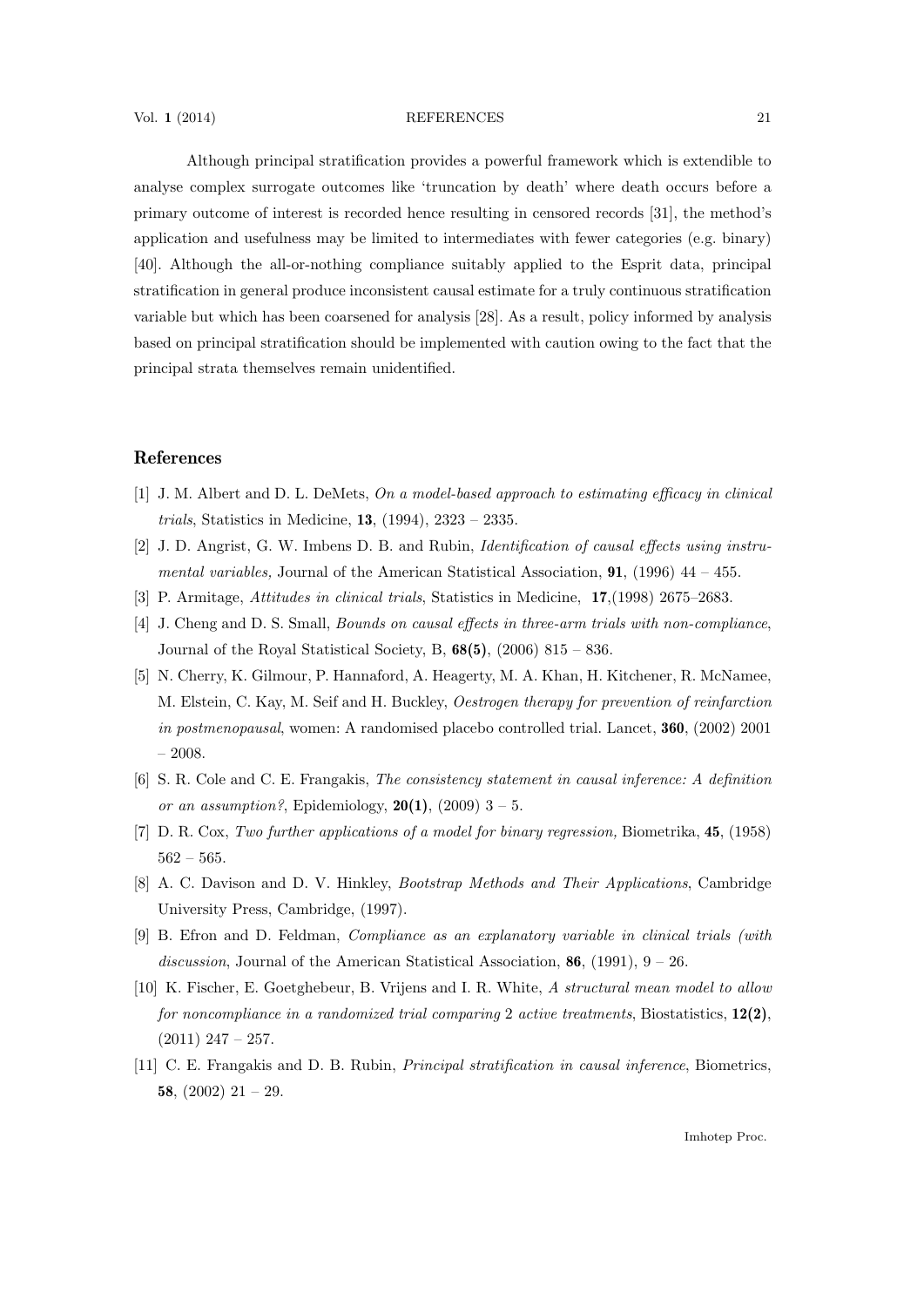Although principal stratification provides a powerful framework which is extendible to analyse complex surrogate outcomes like 'truncation by death' where death occurs before a primary outcome of interest is recorded hence resulting in censored records [31], the method's application and usefulness may be limited to intermediates with fewer categories (e.g. binary) [40]. Although the all-or-nothing compliance suitably applied to the Esprit data, principal stratification in general produce inconsistent causal estimate for a truly continuous stratification variable but which has been coarsened for analysis [28]. As a result, policy informed by analysis based on principal stratification should be implemented with caution owing to the fact that the principal strata themselves remain unidentified.

## References

[1] J. M. Albert and D. L. DeMets, *On a model-based approach to estimating efficacy in clinical trials*, Statistics in Medicine, **13**, (1994), 2323 – 2335.

[2] J. D. Angrist, G. W. Imbens D. B. and Rubin, *Identification of causal effects using instrumental variables,* Journal of the American Statistical Association, **91**, (1996) 44 – 455.

[3] P. Armitage, *Attitudes in clinical trials*, Statistics in Medicine, **17**,(1998) 2675–2683.

[4] J. Cheng and D. S. Small, *Bounds on causal effects in three-arm trials with non-compliance*, Journal of the Royal Statistical Society, B, **68(5)**, (2006) 815 – 836.

[5] N. Cherry, K. Gilmour, P. Hannaford, A. Heagerty, M. A. Khan, H. Kitchener, R. McNamee, M. Elstein, C. Kay, M. Seif and H. Buckley, *Oestrogen therapy for prevention of reinfarction in postmenopausal*, women: A randomised placebo controlled trial. Lancet, **360**, (2002) 2001 – 2008.

[6] S. R. Cole and C. E. Frangakis, *The consistency statement in causal inference: A definition or an assumption?*, Epidemiology, **20(1)**, (2009) 3 – 5.

[7] D. R. Cox, *Two further applications of a model for binary regression,* Biometrika, **45**, (1958) 562 – 565.

[8] A. C. Davison and D. V. Hinkley, *Bootstrap Methods and Their Applications*, Cambridge University Press, Cambridge, (1997).

[9] B. Efron and D. Feldman, *Compliance as an explanatory variable in clinical trials (with discussion*, Journal of the American Statistical Association, **86**, (1991), 9 – 26.

[10] K. Fischer, E. Goetghebeur, B. Vrijens and I. R. White, *A structural mean model to allow for noncompliance in a randomized trial comparing* 2 *active treatments*, Biostatistics, **12(2)**, (2011) 247 – 257.

[11] C. E. Frangakis and D. B. Rubin, *Principal stratification in causal inference*, Biometrics, **58**, (2002) 21 – 29.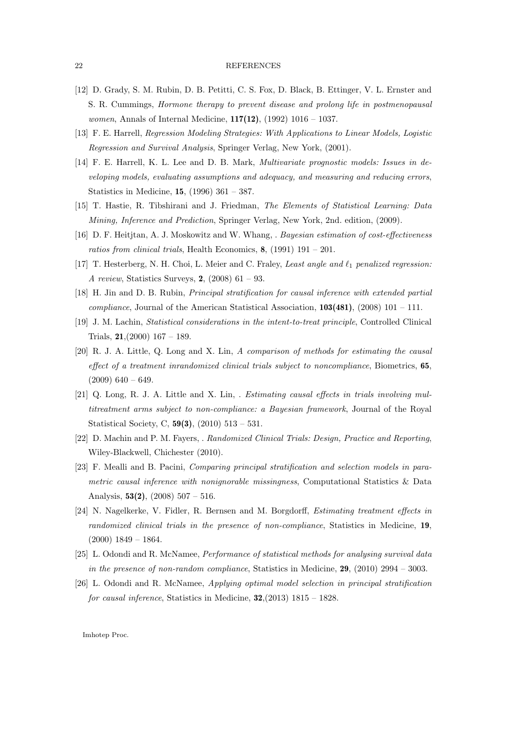[12] D. Grady, S. M. Rubin, D. B. Petitti, C. S. Fox, D. Black, B. Ettinger, V. L. Ernster and S. R. Cummings, *Hormone therapy to prevent disease and prolong life in postmenopausal women*, Annals of Internal Medicine, **117(12)**, (1992) 1016 – 1037.

[13] F. E. Harrell, *Regression Modeling Strategies: With Applications to Linear Models, Logistic Regression and Survival Analysis*, Springer Verlag, New York, (2001).

[14] F. E. Harrell, K. L. Lee and D. B. Mark, *Multivariate prognostic models: Issues in developing models, evaluating assumptions and adequacy, and measuring and reducing errors*, Statistics in Medicine, **15**, (1996) 361 – 387.

[15] T. Hastie, R. Tibshirani and J. Friedman, *The Elements of Statistical Learning: Data Mining, Inference and Prediction*, Springer Verlag, New York, 2nd. edition, (2009).

[16] D. F. Heitjtan, A. J. Moskowitz and W. Whang, . *Bayesian estimation of cost-effectiveness ratios from clinical trials*, Health Economics, **8**, (1991) 191 – 201.

[17] T. Hesterberg, N. H. Choi, L. Meier and C. Fraley, *Least angle and $\ell_1$ penalized regression: A review*, Statistics Surveys, **2**, (2008) 61 – 93.

[18] H. Jin and D. B. Rubin, *Principal stratification for causal inference with extended partial compliance*, Journal of the American Statistical Association, **103(481)**, (2008) 101 – 111.

[19] J. M. Lachin, *Statistical considerations in the intent-to-treat principle*, Controlled Clinical Trials, **21**,(2000) 167 – 189.

[20] R. J. A. Little, Q. Long and X. Lin, *A comparison of methods for estimating the causal effect of a treatment inrandomized clinical trials subject to noncompliance*, Biometrics, **65**, (2009) 640 – 649.

[21] Q. Long, R. J. A. Little and X. Lin, . *Estimating causal effects in trials involving multitreatment arms subject to non-compliance: a Bayesian framework*, Journal of the Royal Statistical Society, C, **59(3)**, (2010) 513 – 531.

[22] D. Machin and P. M. Fayers, . *Randomized Clinical Trials: Design, Practice and Reporting*, Wiley-Blackwell, Chichester (2010).

[23] F. Mealli and B. Pacini, *Comparing principal stratification and selection models in parametric causal inference with nonignorable missingness*, Computational Statistics & Data Analysis, **53(2)**, (2008) 507 – 516.

[24] N. Nagelkerke, V. Fidler, R. Bernsen and M. Borgdorff, *Estimating treatment effects in randomized clinical trials in the presence of non-compliance*, Statistics in Medicine, **19**, (2000) 1849 – 1864.

[25] L. Odondi and R. McNamee, *Performance of statistical methods for analysing survival data in the presence of non-random compliance*, Statistics in Medicine, **29**, (2010) 2994 – 3003.

[26] L. Odondi and R. McNamee, *Applying optimal model selection in principal stratification for causal inference*, Statistics in Medicine, **32**,(2013) 1815 – 1828.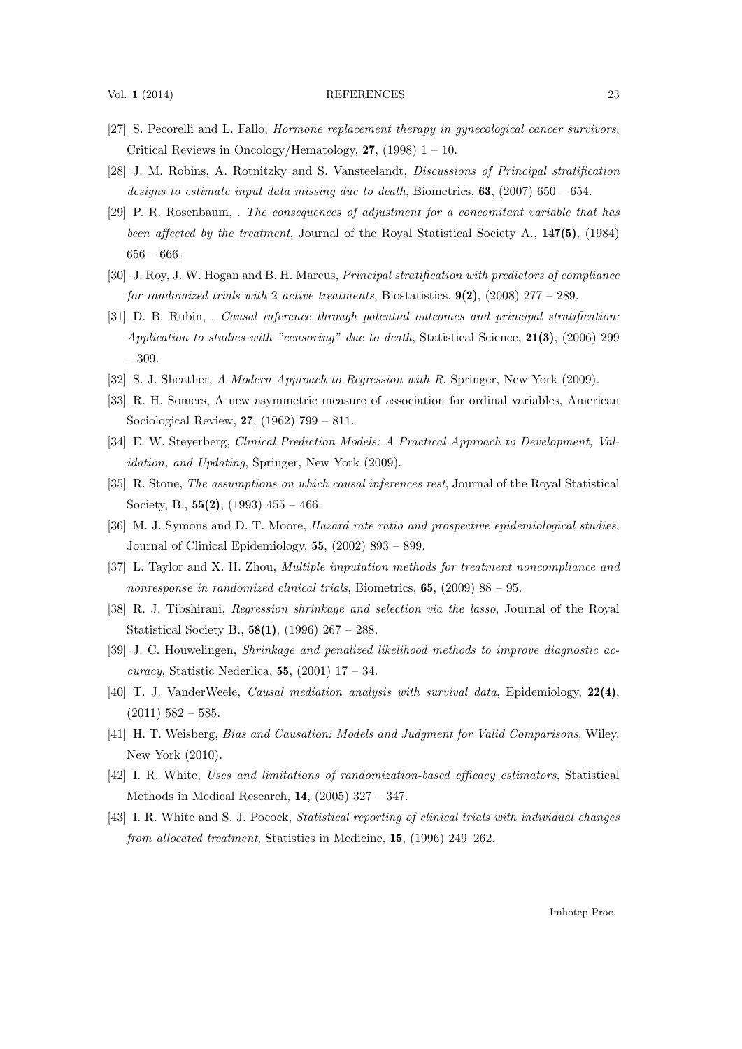[27] S. Pecorelli and L. Fallo, *Hormone replacement therapy in gynecological cancer survivors*, Critical Reviews in Oncology/Hematology, **27**, (1998) 1 – 10.

[28] J. M. Robins, A. Rotnitzky and S. Vansteelandt, *Discussions of Principal stratification designs to estimate input data missing due to death*, Biometrics, **63**, (2007) 650 – 654.

[29] P. R. Rosenbaum, . *The consequences of adjustment for a concomitant variable that has been affected by the treatment*, Journal of the Royal Statistical Society A., **147(5)**, (1984) 656 – 666.

[30] J. Roy, J. W. Hogan and B. H. Marcus, *Principal stratification with predictors of compliance for randomized trials with* 2 *active treatments*, Biostatistics, **9(2)**, (2008) 277 – 289.

[31] D. B. Rubin, . *Causal inference through potential outcomes and principal stratification: Application to studies with "censoring" due to death*, Statistical Science, **21(3)**, (2006) 299 – 309.

[32] S. J. Sheather, *A Modern Approach to Regression with R*, Springer, New York (2009).

[33] R. H. Somers, A new asymmetric measure of association for ordinal variables, American Sociological Review, **27**, (1962) 799 – 811.

[34] E. W. Steyerberg, *Clinical Prediction Models: A Practical Approach to Development, Validation, and Updating*, Springer, New York (2009).

[35] R. Stone, *The assumptions on which causal inferences rest*, Journal of the Royal Statistical Society, B., **55(2)**, (1993) 455 – 466.

[36] M. J. Symons and D. T. Moore, *Hazard rate ratio and prospective epidemiological studies*, Journal of Clinical Epidemiology, **55**, (2002) 893 – 899.

[37] L. Taylor and X. H. Zhou, *Multiple imputation methods for treatment noncompliance and nonresponse in randomized clinical trials*, Biometrics, **65**, (2009) 88 – 95.

[38] R. J. Tibshirani, *Regression shrinkage and selection via the lasso*, Journal of the Royal Statistical Society B., **58(1)**, (1996) 267 – 288.

[39] J. C. Houwelingen, *Shrinkage and penalized likelihood methods to improve diagnostic accuracy*, Statistic Nederlica, **55**, (2001) 17 – 34.

[40] T. J. VanderWeele, *Causal mediation analysis with survival data*, Epidemiology, **22(4)**, (2011) 582 – 585.

[41] H. T. Weisberg, *Bias and Causation: Models and Judgment for Valid Comparisons*, Wiley, New York (2010).

[42] I. R. White, *Uses and limitations of randomization-based efficacy estimators*, Statistical Methods in Medical Research, **14**, (2005) 327 – 347.

[43] I. R. White and S. J. Pocock, *Statistical reporting of clinical trials with individual changes from allocated treatment*, Statistics in Medicine, **15**, (1996) 249–262.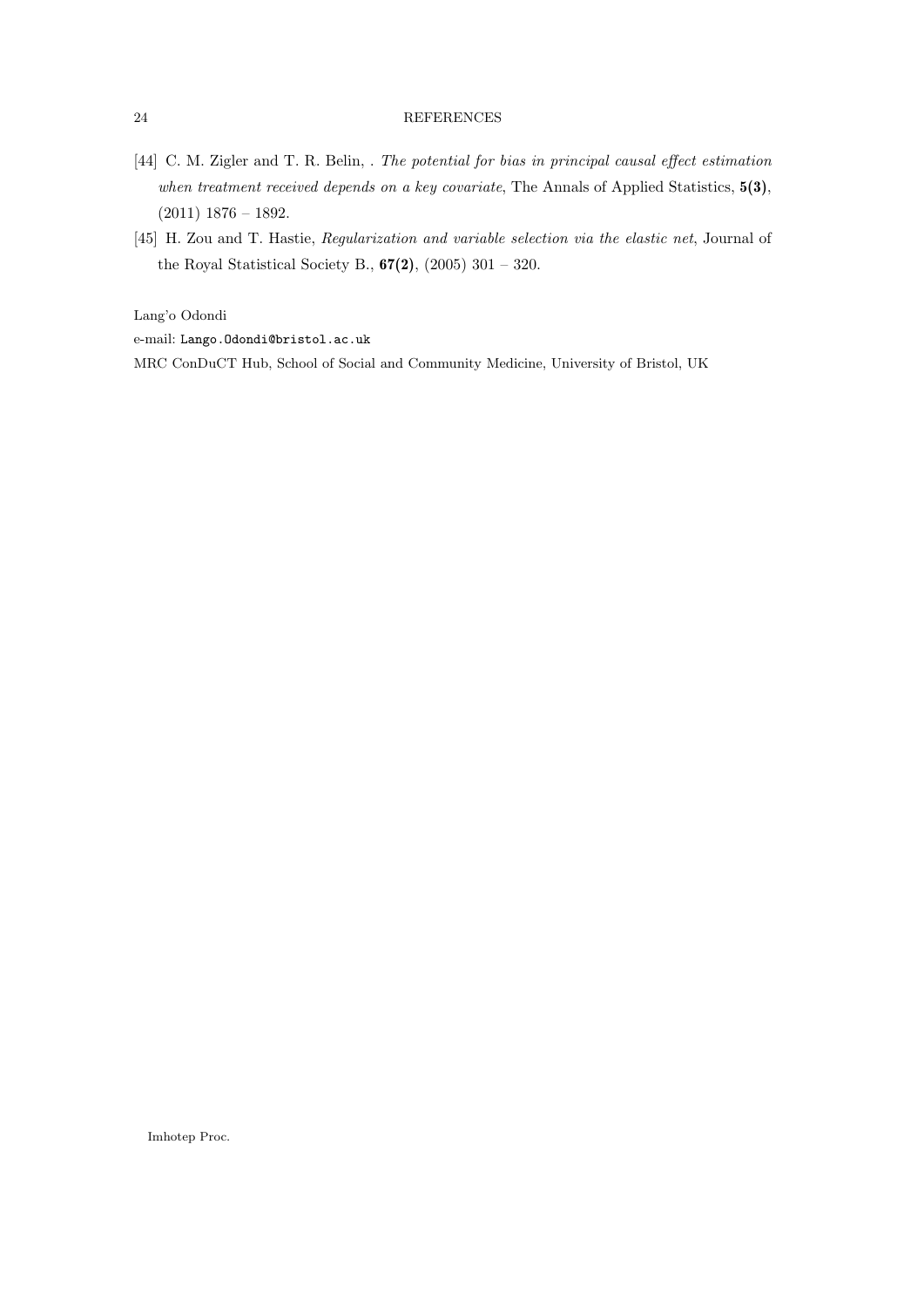[44] C. M. Zigler and T. R. Belin, . *The potential for bias in principal causal effect estimation when treatment received depends on a key covariate*, The Annals of Applied Statistics, **5(3)**, (2011) 1876 – 1892.

[45] H. Zou and T. Hastie, *Regularization and variable selection via the elastic net*, Journal of the Royal Statistical Society B., **67(2)**, (2005) 301 – 320.

Lang'o Odondi

e-mail: `Lango.Odondi@bristol.ac.uk`

MRC ConDuCT Hub, School of Social and Community Medicine, University of Bristol, UK